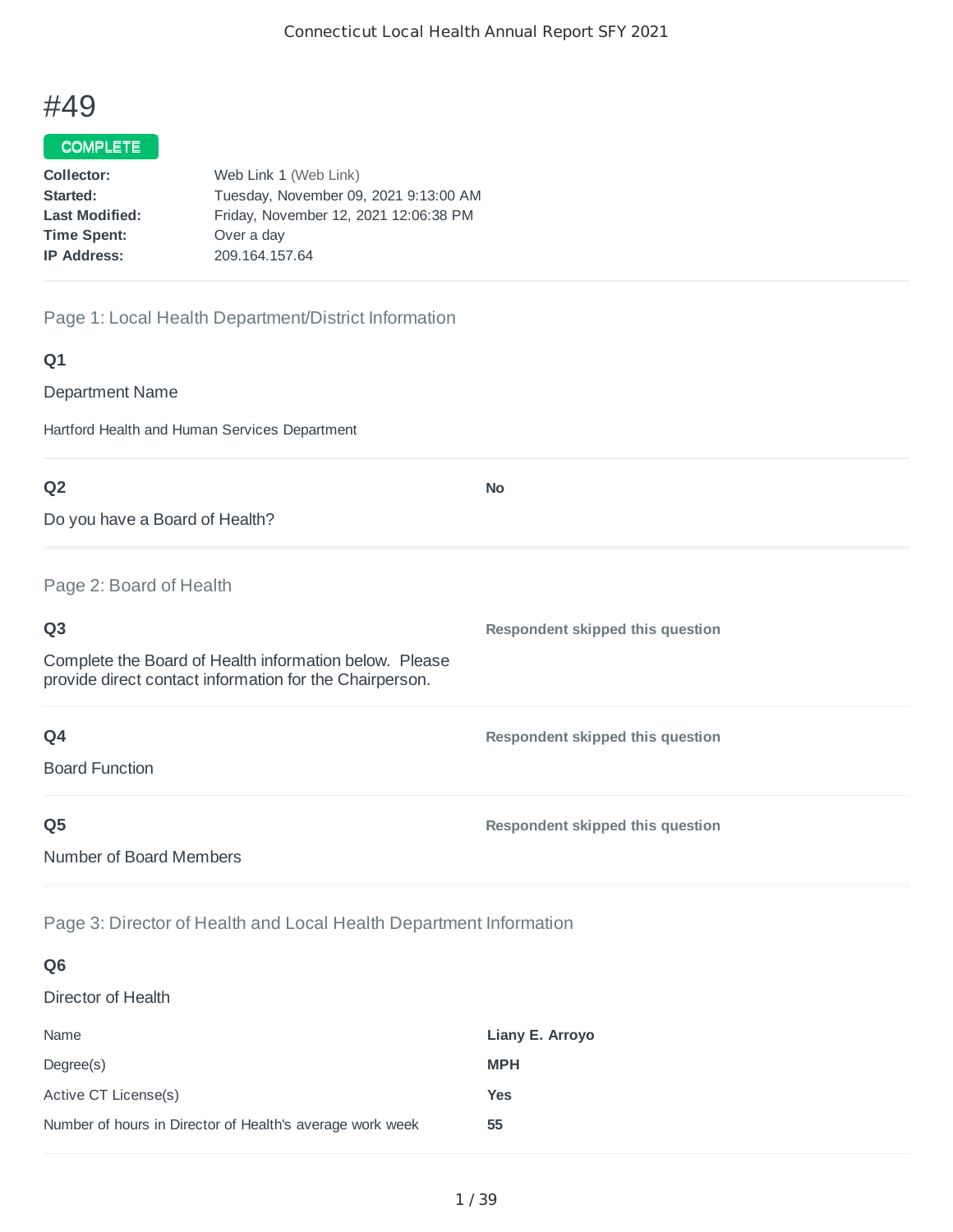# #49

**COMPLETE**

**Collector:** Web Link 1 (Web Link)
**Started:** Tuesday, November 09, 2021 9:13:00 AM
**Last Modified:** Friday, November 12, 2021 12:06:38 PM
**Time Spent:** Over a day
**IP Address:** 209.164.157.64

## Page 1: Local Health Department/District Information

### Q1

Department Name

Hartford Health and Human Services Department

### Q2

Do you have a Board of Health?

**No**

## Page 2: Board of Health

### Q3

Complete the Board of Health information below. Please provide direct contact information for the Chairperson.

**Respondent skipped this question**

### Q4

Board Function

**Respondent skipped this question**

### Q5

Number of Board Members

**Respondent skipped this question**

## Page 3: Director of Health and Local Health Department Information

### Q6

Director of Health

| | |
|---|---|
| Name | **Liany E. Arroyo** |
| Degree(s) | **MPH** |
| Active CT License(s) | **Yes** |
| Number of hours in Director of Health's average work week | **55** |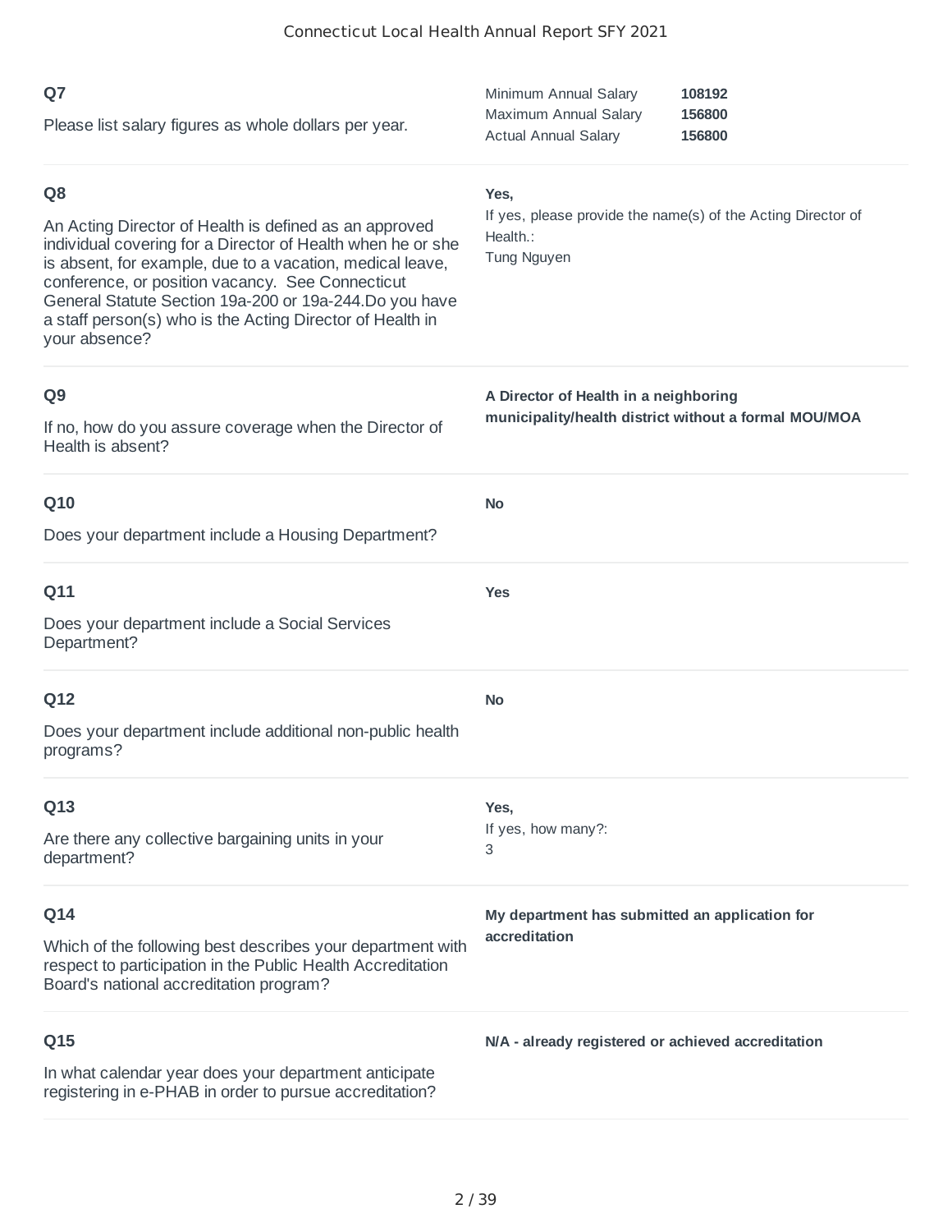## Q7

Please list salary figures as whole dollars per year.

| | |
|---|---|
| Minimum Annual Salary | **108192** |
| Maximum Annual Salary | **156800** |
| Actual Annual Salary | **156800** |

## Q8

An Acting Director of Health is defined as an approved individual covering for a Director of Health when he or she is absent, for example, due to a vacation, medical leave, conference, or position vacancy. See Connecticut General Statute Section 19a-200 or 19a-244.Do you have a staff person(s) who is the Acting Director of Health in your absence?

**Yes,**

If yes, please provide the name(s) of the Acting Director of Health.:

Tung Nguyen

## Q9

If no, how do you assure coverage when the Director of Health is absent?

**A Director of Health in a neighboring municipality/health district without a formal MOU/MOA**

## Q10

Does your department include a Housing Department?

**No**

## Q11

Does your department include a Social Services Department?

**Yes**

## Q12

Does your department include additional non-public health programs?

**No**

## Q13

Are there any collective bargaining units in your department?

**Yes,**

If yes, how many?:

3

## Q14

Which of the following best describes your department with respect to participation in the Public Health Accreditation Board's national accreditation program?

**My department has submitted an application for accreditation**

## Q15

In what calendar year does your department anticipate registering in e-PHAB in order to pursue accreditation?

**N/A - already registered or achieved accreditation**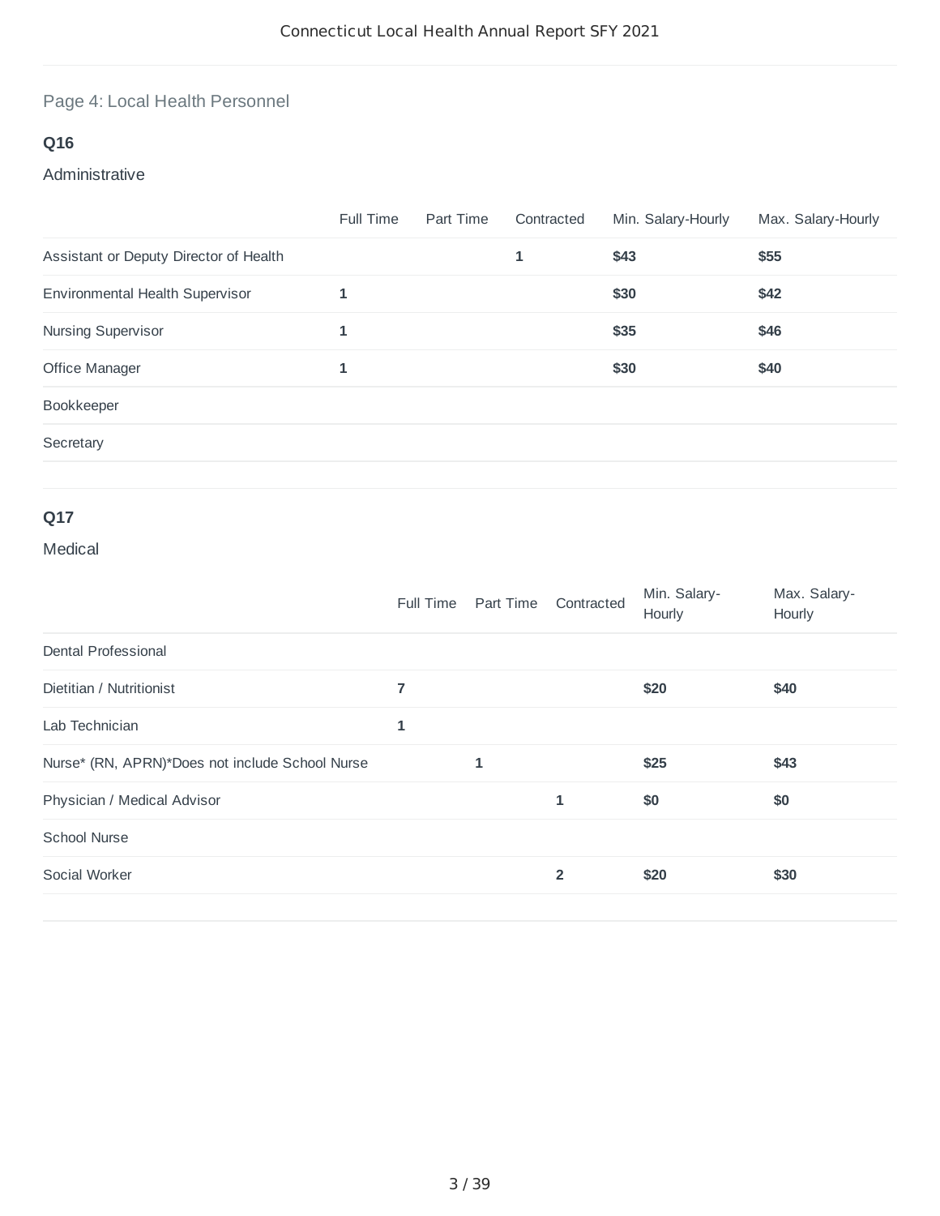## Page 4: Local Health Personnel

### Q16

Administrative

| | Full Time | Part Time | Contracted | Min. Salary-Hourly | Max. Salary-Hourly |
|---|---|---|---|---|---|
| Assistant or Deputy Director of Health | | | 1 | $43 | $55 |
| Environmental Health Supervisor | 1 | | | $30 | $42 |
| Nursing Supervisor | 1 | | | $35 | $46 |
| Office Manager | 1 | | | $30 | $40 |
| Bookkeeper | | | | | |
| Secretary | | | | | |

### Q17

Medical

| | Full Time | Part Time | Contracted | Min. Salary-Hourly | Max. Salary-Hourly |
|---|---|---|---|---|---|
| Dental Professional | | | | | |
| Dietitian / Nutritionist | 7 | | | $20 | $40 |
| Lab Technician | 1 | | | | |
| Nurse* (RN, APRN)*Does not include School Nurse | | 1 | | $25 | $43 |
| Physician / Medical Advisor | | | 1 | $0 | $0 |
| School Nurse | | | | | |
| Social Worker | | | 2 | $20 | $30 |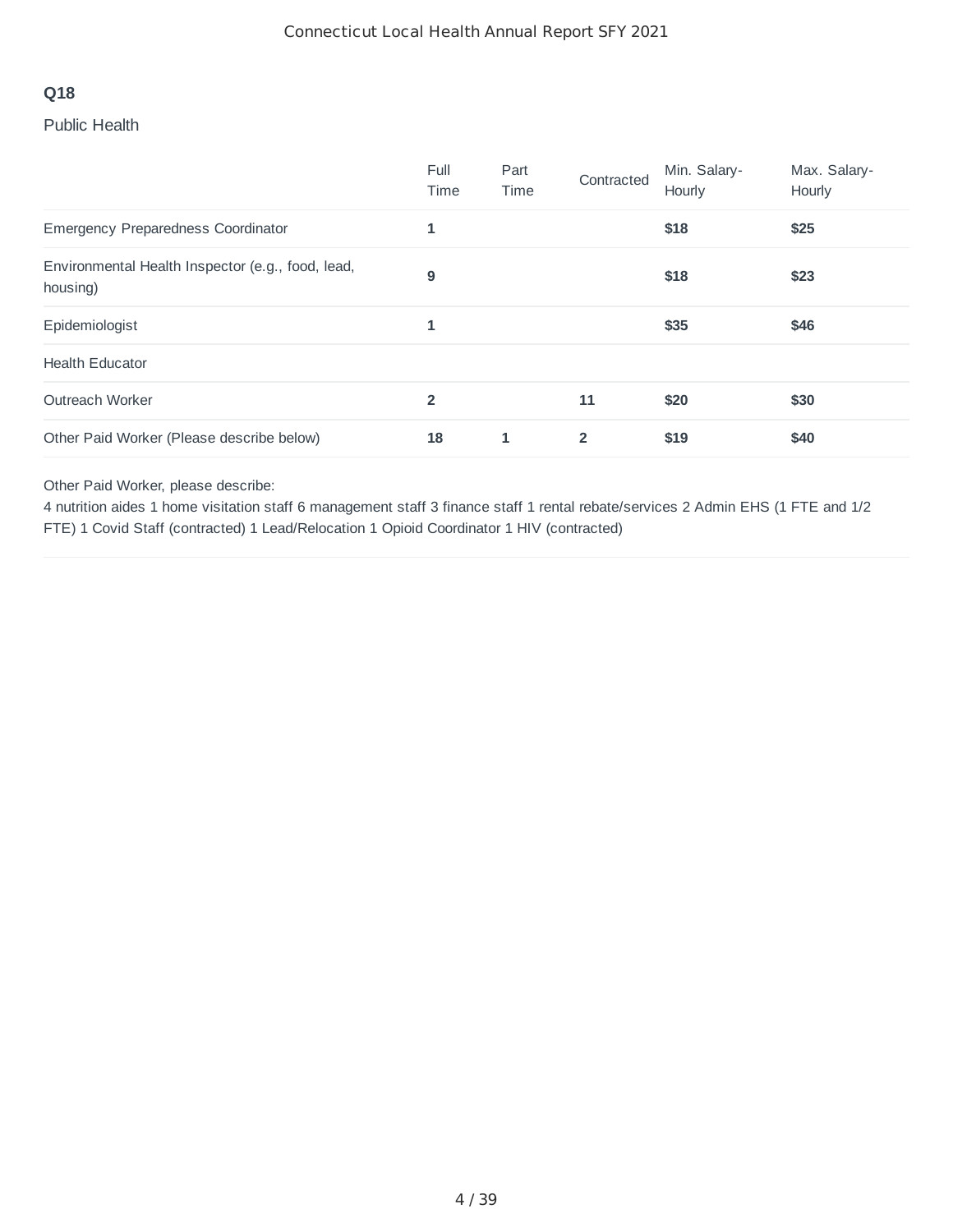**Q18**

Public Health

| | Full Time | Part Time | Contracted | Min. Salary-Hourly | Max. Salary-Hourly |
|---|---|---|---|---|---|
| Emergency Preparedness Coordinator | **1** | | | **$18** | **$25** |
| Environmental Health Inspector (e.g., food, lead, housing) | **9** | | | **$18** | **$23** |
| Epidemiologist | **1** | | | **$35** | **$46** |
| Health Educator | | | | | |
| Outreach Worker | **2** | | **11** | **$20** | **$30** |
| Other Paid Worker (Please describe below) | **18** | **1** | **2** | **$19** | **$40** |

Other Paid Worker, please describe:
4 nutrition aides 1 home visitation staff 6 management staff 3 finance staff 1 rental rebate/services 2 Admin EHS (1 FTE and 1/2 FTE) 1 Covid Staff (contracted) 1 Lead/Relocation 1 Opioid Coordinator 1 HIV (contracted)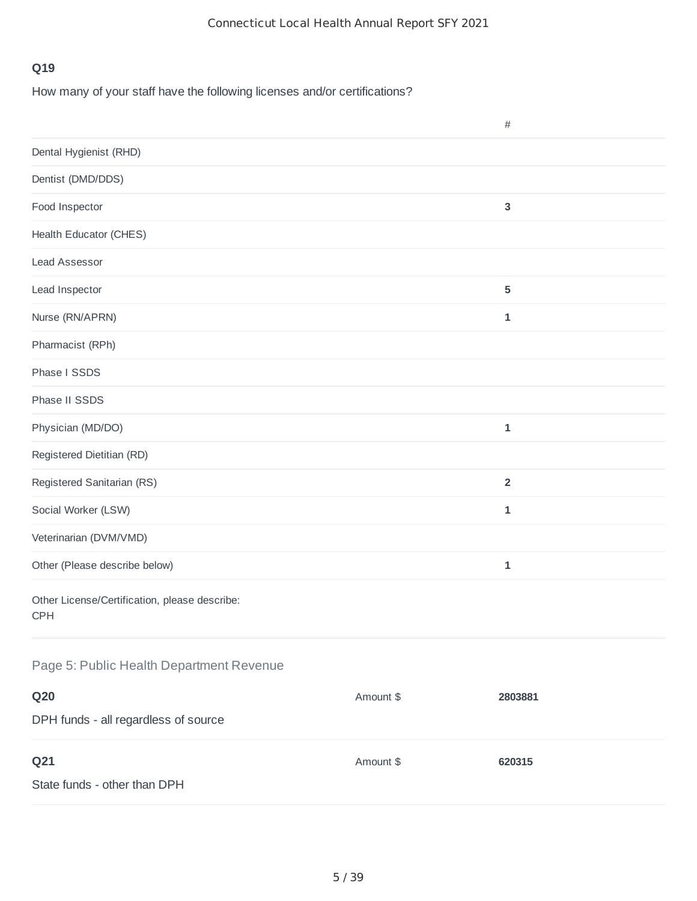### Q19

How many of your staff have the following licenses and/or certifications?

| | # |
|---|---|
| Dental Hygienist (RHD) | |
| Dentist (DMD/DDS) | |
| Food Inspector | **3** |
| Health Educator (CHES) | |
| Lead Assessor | |
| Lead Inspector | **5** |
| Nurse (RN/APRN) | **1** |
| Pharmacist (RPh) | |
| Phase I SSDS | |
| Phase II SSDS | |
| Physician (MD/DO) | **1** |
| Registered Dietitian (RD) | |
| Registered Sanitarian (RS) | **2** |
| Social Worker (LSW) | **1** |
| Veterinarian (DVM/VMD) | |
| Other (Please describe below) | **1** |

Other License/Certification, please describe:
CPH

## Page 5: Public Health Department Revenue

### Q20

DPH funds - all regardless of source

Amount $ **2803881**

### Q21

State funds - other than DPH

Amount $ **620315**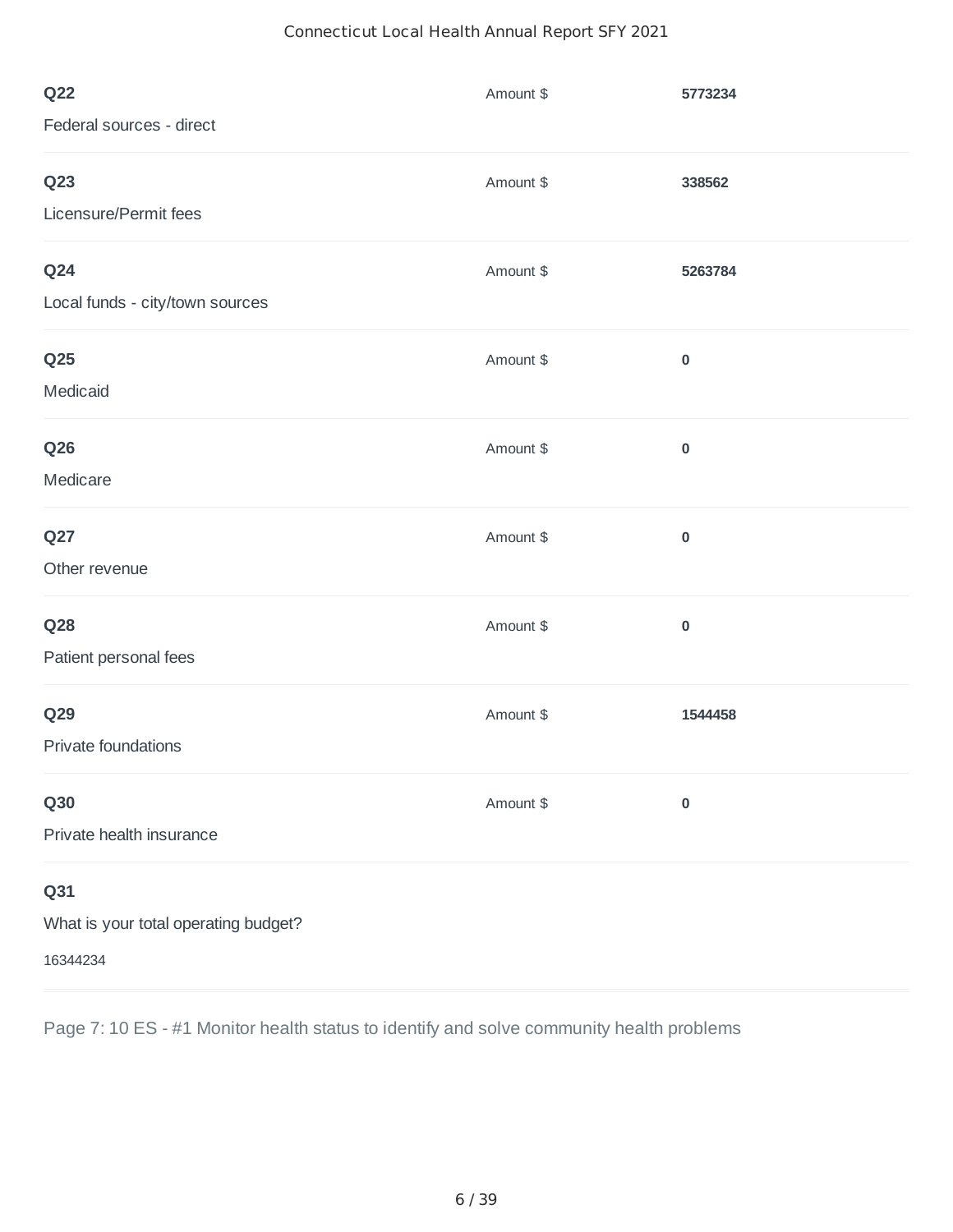**Q22**

Federal sources - direct

Amount $ **5773234**

---

**Q23**

Licensure/Permit fees

Amount $ **338562**

---

**Q24**

Local funds - city/town sources

Amount $ **5263784**

---

**Q25**

Medicaid

Amount $ **0**

---

**Q26**

Medicare

Amount $ **0**

---

**Q27**

Other revenue

Amount $ **0**

---

**Q28**

Patient personal fees

Amount $ **0**

---

**Q29**

Private foundations

Amount $ **1544458**

---

**Q30**

Private health insurance

Amount $ **0**

---

**Q31**

What is your total operating budget?

16344234

---

Page 7: 10 ES - #1 Monitor health status to identify and solve community health problems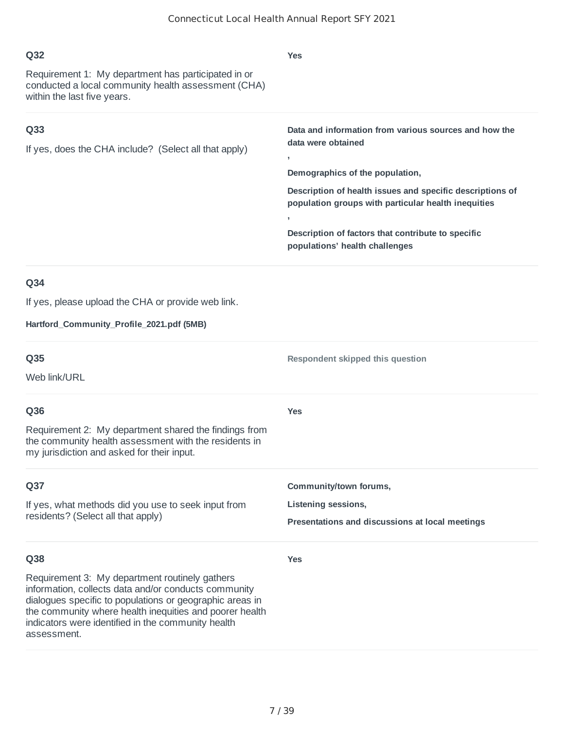### Q32

Requirement 1: My department has participated in or conducted a local community health assessment (CHA) within the last five years.

**Yes**

### Q33

If yes, does the CHA include? (Select all that apply)

**Data and information from various sources and how the data were obtained**

**,**

**Demographics of the population,**

**Description of health issues and specific descriptions of population groups with particular health inequities**

**,**

**Description of factors that contribute to specific populations' health challenges**

### Q34

If yes, please upload the CHA or provide web link.

**Hartford_Community_Profile_2021.pdf (5MB)**

### Q35

Web link/URL

**Respondent skipped this question**

### Q36

Requirement 2: My department shared the findings from the community health assessment with the residents in my jurisdiction and asked for their input.

**Yes**

### Q37

If yes, what methods did you use to seek input from residents? (Select all that apply)

**Community/town forums,**

**Listening sessions,**

**Presentations and discussions at local meetings**

### Q38

Requirement 3: My department routinely gathers information, collects data and/or conducts community dialogues specific to populations or geographic areas in the community where health inequities and poorer health indicators were identified in the community health assessment.

**Yes**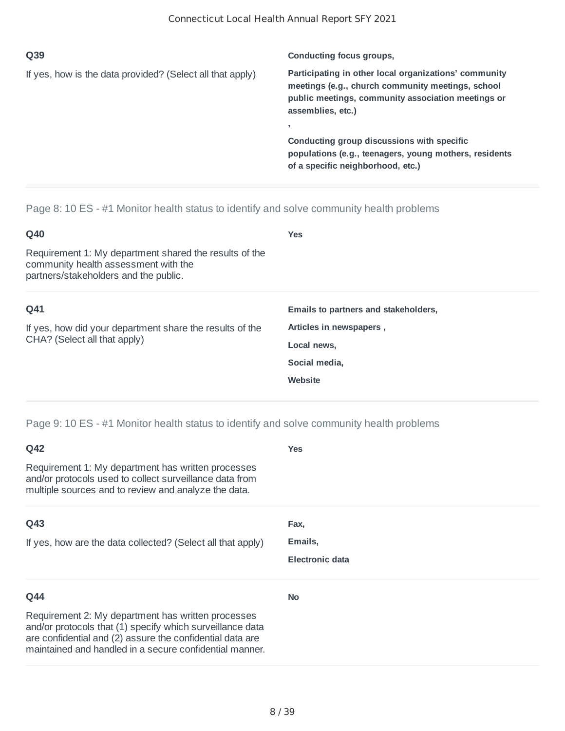**Q39**

If yes, how is the data provided? (Select all that apply)

**Conducting focus groups,**

**Participating in other local organizations' community meetings (e.g., church community meetings, school public meetings, community association meetings or assemblies, etc.)**

**,**

**Conducting group discussions with specific populations (e.g., teenagers, young mothers, residents of a specific neighborhood, etc.)**

---

Page 8: 10 ES - #1 Monitor health status to identify and solve community health problems

**Q40**

Requirement 1: My department shared the results of the community health assessment with the partners/stakeholders and the public.

**Yes**

**Q41**

If yes, how did your department share the results of the CHA? (Select all that apply)

**Emails to partners and stakeholders,**

**Articles in newspapers ,**

**Local news,**

**Social media,**

**Website**

---

Page 9: 10 ES - #1 Monitor health status to identify and solve community health problems

**Q42**

Requirement 1: My department has written processes and/or protocols used to collect surveillance data from multiple sources and to review and analyze the data.

**Yes**

**Q43**

If yes, how are the data collected? (Select all that apply)

**Fax,**

**Emails,**

**Electronic data**

**Q44**

Requirement 2: My department has written processes and/or protocols that (1) specify which surveillance data are confidential and (2) assure the confidential data are maintained and handled in a secure confidential manner.

**No**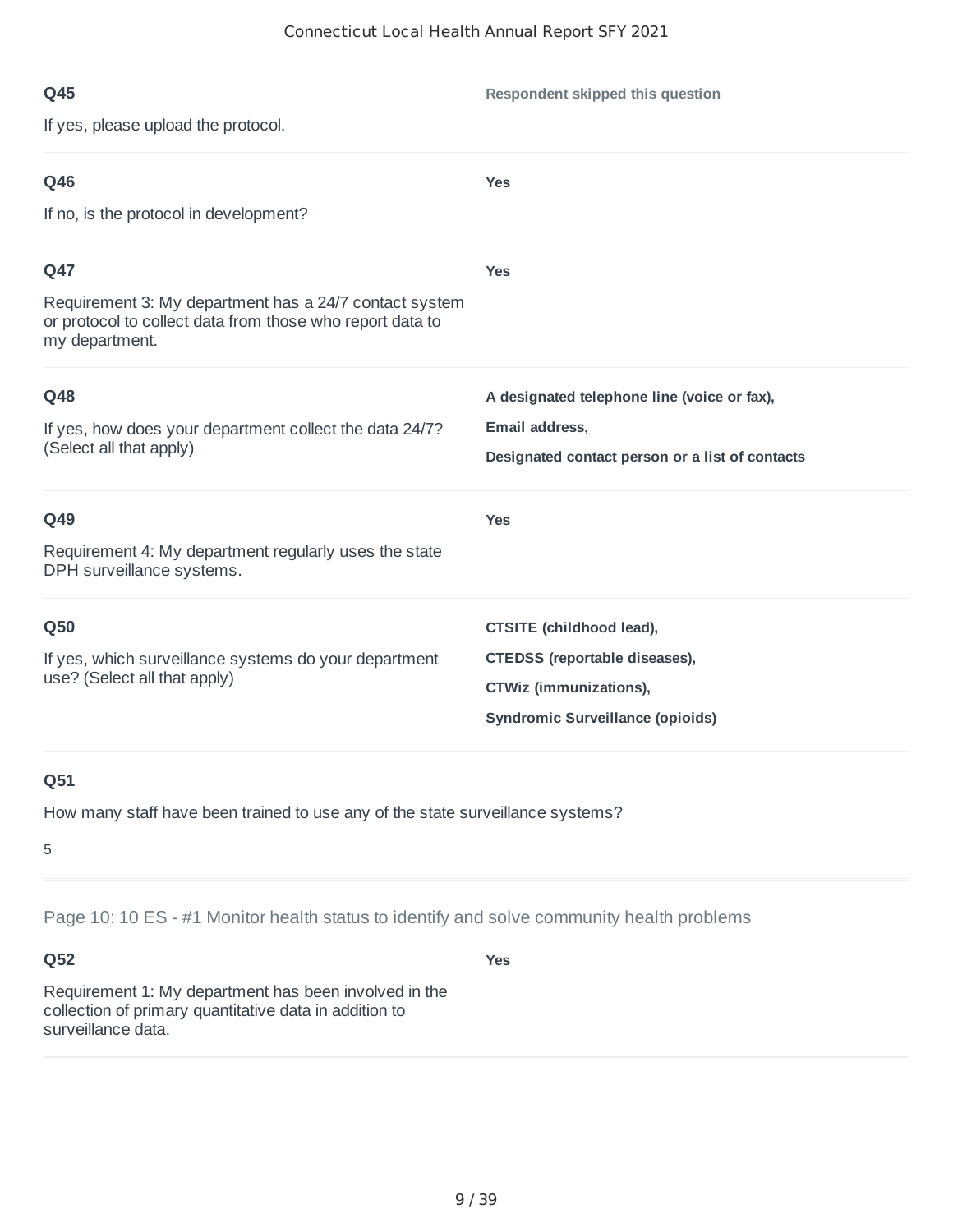**Q45**

If yes, please upload the protocol.

**Respondent skipped this question**

---

**Q46**

If no, is the protocol in development?

**Yes**

---

**Q47**

Requirement 3: My department has a 24/7 contact system or protocol to collect data from those who report data to my department.

**Yes**

---

**Q48**

If yes, how does your department collect the data 24/7? (Select all that apply)

**A designated telephone line (voice or fax),**

**Email address,**

**Designated contact person or a list of contacts**

---

**Q49**

Requirement 4: My department regularly uses the state DPH surveillance systems.

**Yes**

---

**Q50**

If yes, which surveillance systems do your department use? (Select all that apply)

**CTSITE (childhood lead),**

**CTEDSS (reportable diseases),**

**CTWiz (immunizations),**

**Syndromic Surveillance (opioids)**

---

**Q51**

How many staff have been trained to use any of the state surveillance systems?

5

---

## Page 10: 10 ES - #1 Monitor health status to identify and solve community health problems

**Q52**

Requirement 1: My department has been involved in the collection of primary quantitative data in addition to surveillance data.

**Yes**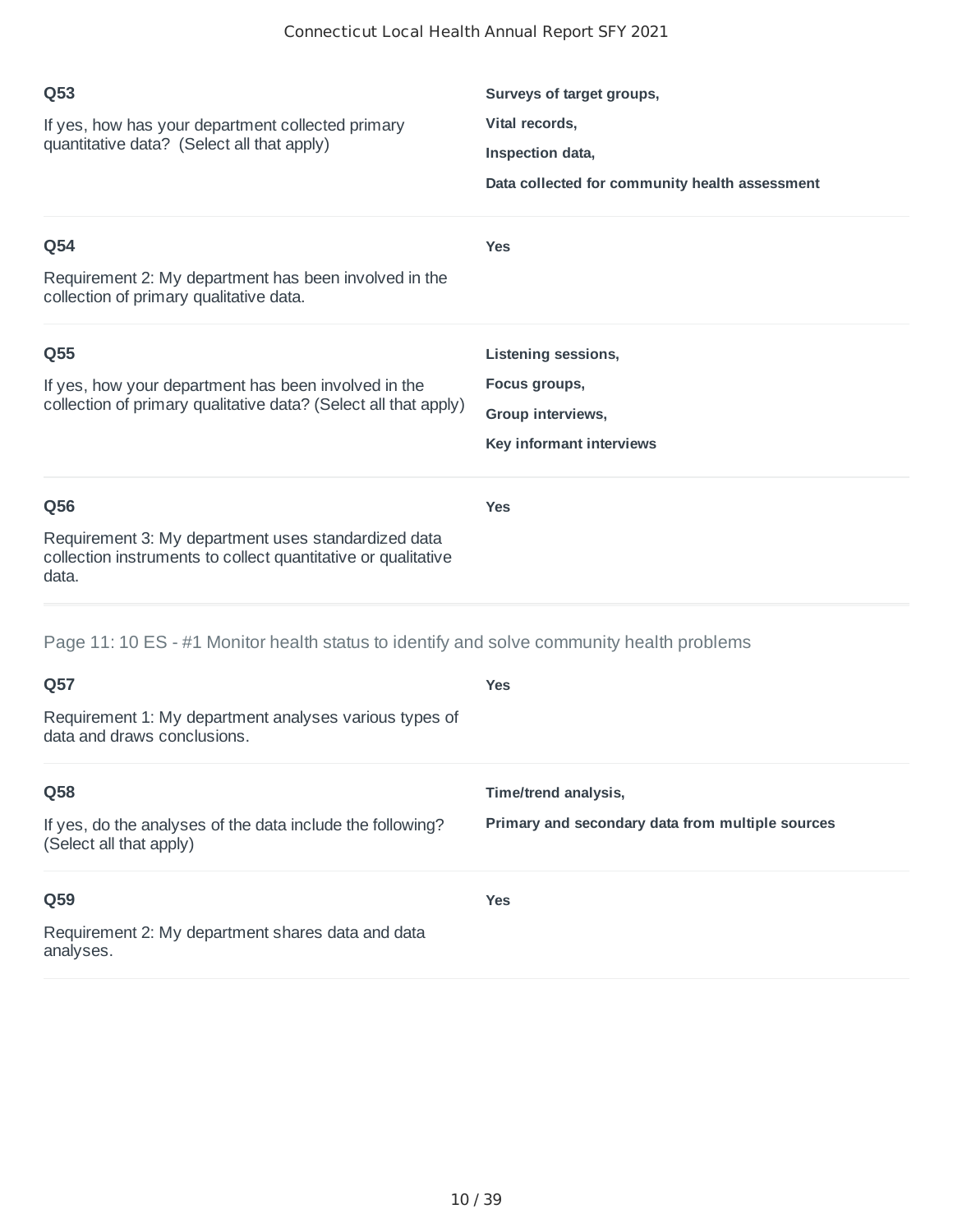**Q53**

If yes, how has your department collected primary quantitative data? (Select all that apply)

**Surveys of target groups,**

**Vital records,**

**Inspection data,**

**Data collected for community health assessment**

---

**Q54**

Requirement 2: My department has been involved in the collection of primary qualitative data.

**Yes**

---

**Q55**

If yes, how your department has been involved in the collection of primary qualitative data? (Select all that apply)

**Listening sessions,**

**Focus groups,**

**Group interviews,**

**Key informant interviews**

---

**Q56**

Requirement 3: My department uses standardized data collection instruments to collect quantitative or qualitative data.

**Yes**

---

## Page 11: 10 ES - #1 Monitor health status to identify and solve community health problems

**Q57**

Requirement 1: My department analyses various types of data and draws conclusions.

**Yes**

---

**Q58**

If yes, do the analyses of the data include the following? (Select all that apply)

**Time/trend analysis,**

**Primary and secondary data from multiple sources**

---

**Q59**

Requirement 2: My department shares data and data analyses.

**Yes**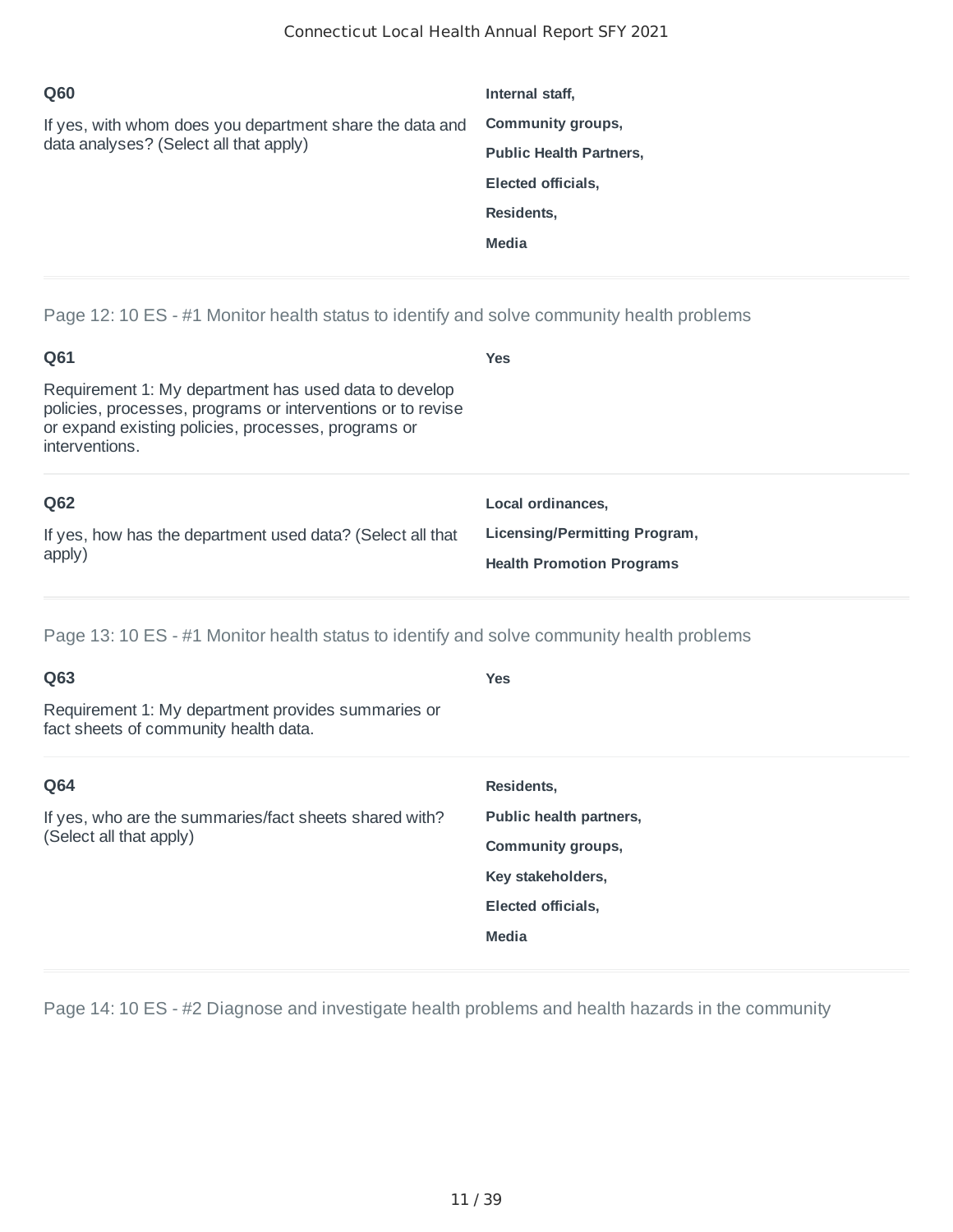**Q60**

If yes, with whom does you department share the data and data analyses? (Select all that apply)

**Internal staff,**

**Community groups,**

**Public Health Partners,**

**Elected officials,**

**Residents,**

**Media**

---

Page 12: 10 ES - #1 Monitor health status to identify and solve community health problems

**Q61**

Requirement 1: My department has used data to develop policies, processes, programs or interventions or to revise or expand existing policies, processes, programs or interventions.

**Yes**

---

**Q62**

If yes, how has the department used data? (Select all that apply)

**Local ordinances,**

**Licensing/Permitting Program,**

**Health Promotion Programs**

---

Page 13: 10 ES - #1 Monitor health status to identify and solve community health problems

**Q63**

Requirement 1: My department provides summaries or fact sheets of community health data.

**Yes**

---

**Q64**

If yes, who are the summaries/fact sheets shared with? (Select all that apply)

**Residents,**

**Public health partners,**

**Community groups,**

**Key stakeholders,**

**Elected officials,**

**Media**

---

Page 14: 10 ES - #2 Diagnose and investigate health problems and health hazards in the community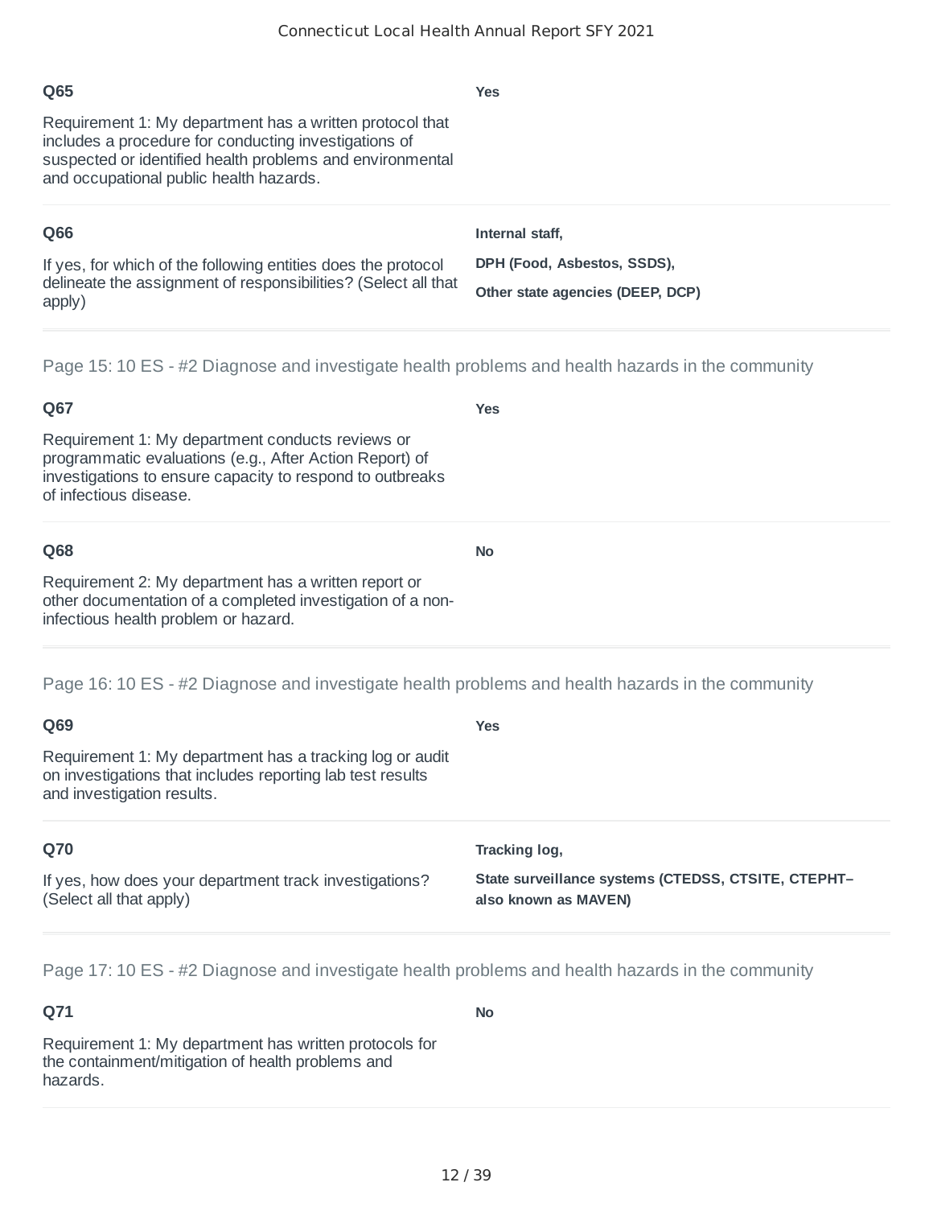**Q65**

Requirement 1: My department has a written protocol that includes a procedure for conducting investigations of suspected or identified health problems and environmental and occupational public health hazards.

**Yes**

**Q66**

If yes, for which of the following entities does the protocol delineate the assignment of responsibilities? (Select all that apply)

**Internal staff,**

**DPH (Food, Asbestos, SSDS),**

**Other state agencies (DEEP, DCP)**

Page 15: 10 ES - #2 Diagnose and investigate health problems and health hazards in the community

**Q67**

Requirement 1: My department conducts reviews or programmatic evaluations (e.g., After Action Report) of investigations to ensure capacity to respond to outbreaks of infectious disease.

**Yes**

**Q68**

Requirement 2: My department has a written report or other documentation of a completed investigation of a non-infectious health problem or hazard.

**No**

Page 16: 10 ES - #2 Diagnose and investigate health problems and health hazards in the community

**Q69**

Requirement 1: My department has a tracking log or audit on investigations that includes reporting lab test results and investigation results.

**Yes**

**Q70**

If yes, how does your department track investigations? (Select all that apply)

**Tracking log,**

**State surveillance systems (CTEDSS, CTSITE, CTEPHT– also known as MAVEN)**

Page 17: 10 ES - #2 Diagnose and investigate health problems and health hazards in the community

**Q71**

Requirement 1: My department has written protocols for the containment/mitigation of health problems and hazards.

**No**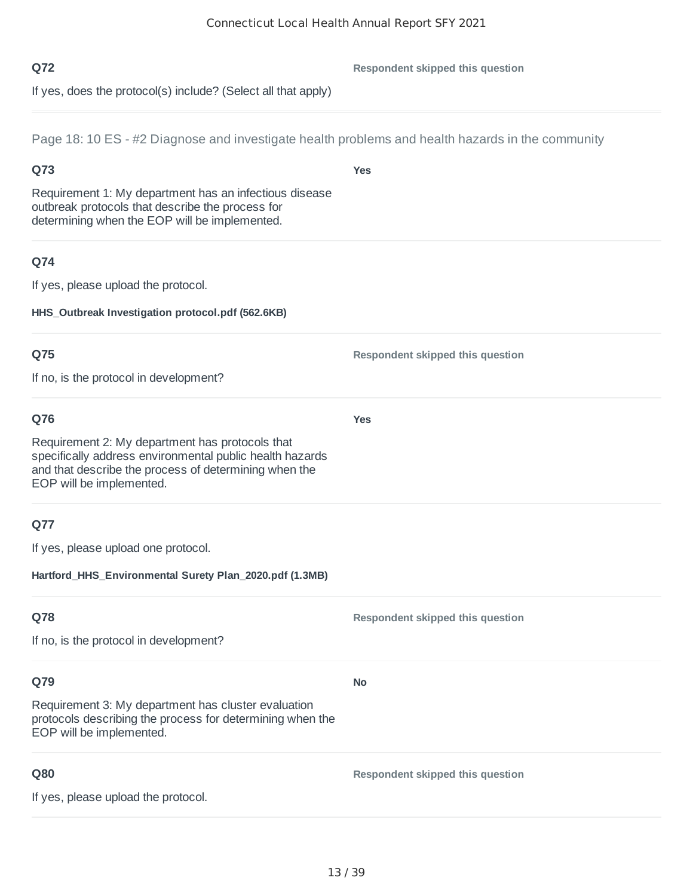**Q72**

If yes, does the protocol(s) include? (Select all that apply)

**Respondent skipped this question**

---

Page 18: 10 ES - #2 Diagnose and investigate health problems and health hazards in the community

**Q73**

Requirement 1: My department has an infectious disease outbreak protocols that describe the process for determining when the EOP will be implemented.

**Yes**

---

**Q74**

If yes, please upload the protocol.

**HHS_Outbreak Investigation protocol.pdf (562.6KB)**

---

**Q75**

If no, is the protocol in development?

**Respondent skipped this question**

---

**Q76**

Requirement 2: My department has protocols that specifically address environmental public health hazards and that describe the process of determining when the EOP will be implemented.

**Yes**

---

**Q77**

If yes, please upload one protocol.

**Hartford_HHS_Environmental Surety Plan_2020.pdf (1.3MB)**

---

**Q78**

If no, is the protocol in development?

**Respondent skipped this question**

---

**Q79**

Requirement 3: My department has cluster evaluation protocols describing the process for determining when the EOP will be implemented.

**No**

---

**Q80**

If yes, please upload the protocol.

**Respondent skipped this question**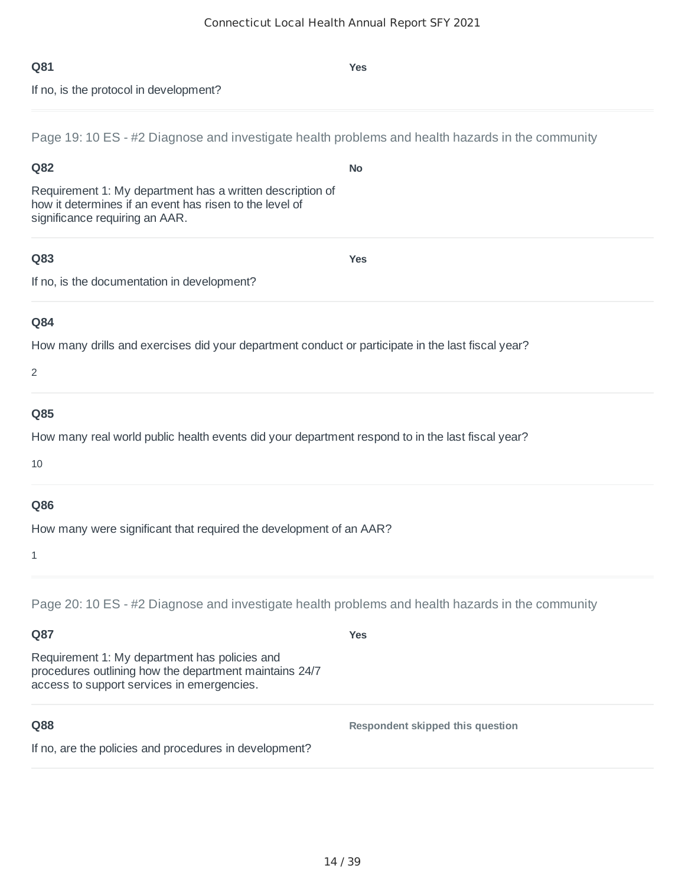**Q81**

If no, is the protocol in development?

**Yes**

---

Page 19: 10 ES - #2 Diagnose and investigate health problems and health hazards in the community

**Q82**

Requirement 1: My department has a written description of how it determines if an event has risen to the level of significance requiring an AAR.

**No**

---

**Q83**

If no, is the documentation in development?

**Yes**

---

**Q84**

How many drills and exercises did your department conduct or participate in the last fiscal year?

2

---

**Q85**

How many real world public health events did your department respond to in the last fiscal year?

10

---

**Q86**

How many were significant that required the development of an AAR?

1

---

Page 20: 10 ES - #2 Diagnose and investigate health problems and health hazards in the community

**Q87**

Requirement 1: My department has policies and procedures outlining how the department maintains 24/7 access to support services in emergencies.

**Yes**

---

**Q88**

If no, are the policies and procedures in development?

**Respondent skipped this question**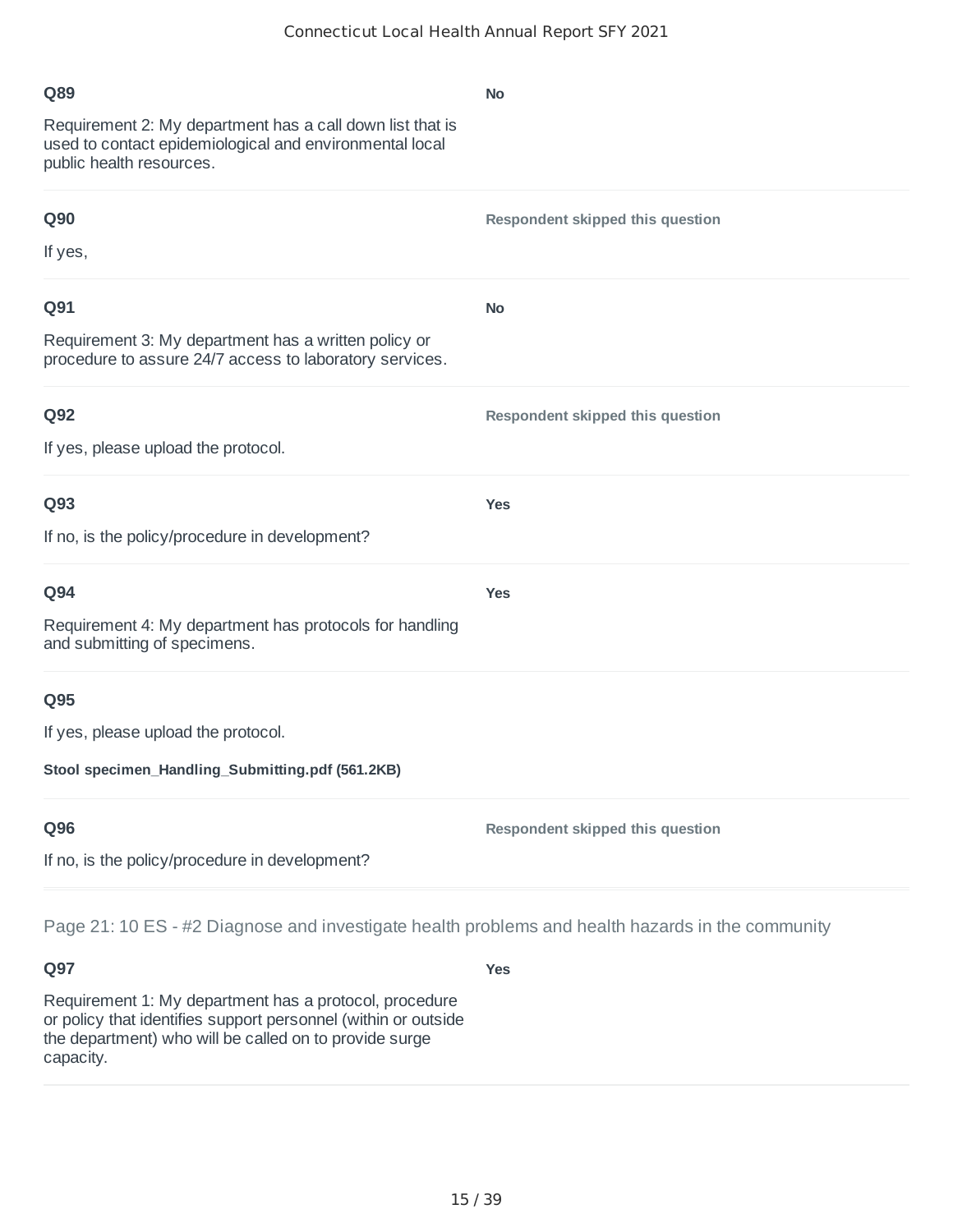**Q89**

Requirement 2: My department has a call down list that is used to contact epidemiological and environmental local public health resources.

**No**

---

**Q90**

If yes,

**Respondent skipped this question**

---

**Q91**

Requirement 3: My department has a written policy or procedure to assure 24/7 access to laboratory services.

**No**

---

**Q92**

If yes, please upload the protocol.

**Respondent skipped this question**

---

**Q93**

If no, is the policy/procedure in development?

**Yes**

---

**Q94**

Requirement 4: My department has protocols for handling and submitting of specimens.

**Yes**

---

**Q95**

If yes, please upload the protocol.

**Stool specimen_Handling_Submitting.pdf (561.2KB)**

---

**Q96**

If no, is the policy/procedure in development?

**Respondent skipped this question**

---

## Page 21: 10 ES - #2 Diagnose and investigate health problems and health hazards in the community

**Q97**

Requirement 1: My department has a protocol, procedure or policy that identifies support personnel (within or outside the department) who will be called on to provide surge capacity.

**Yes**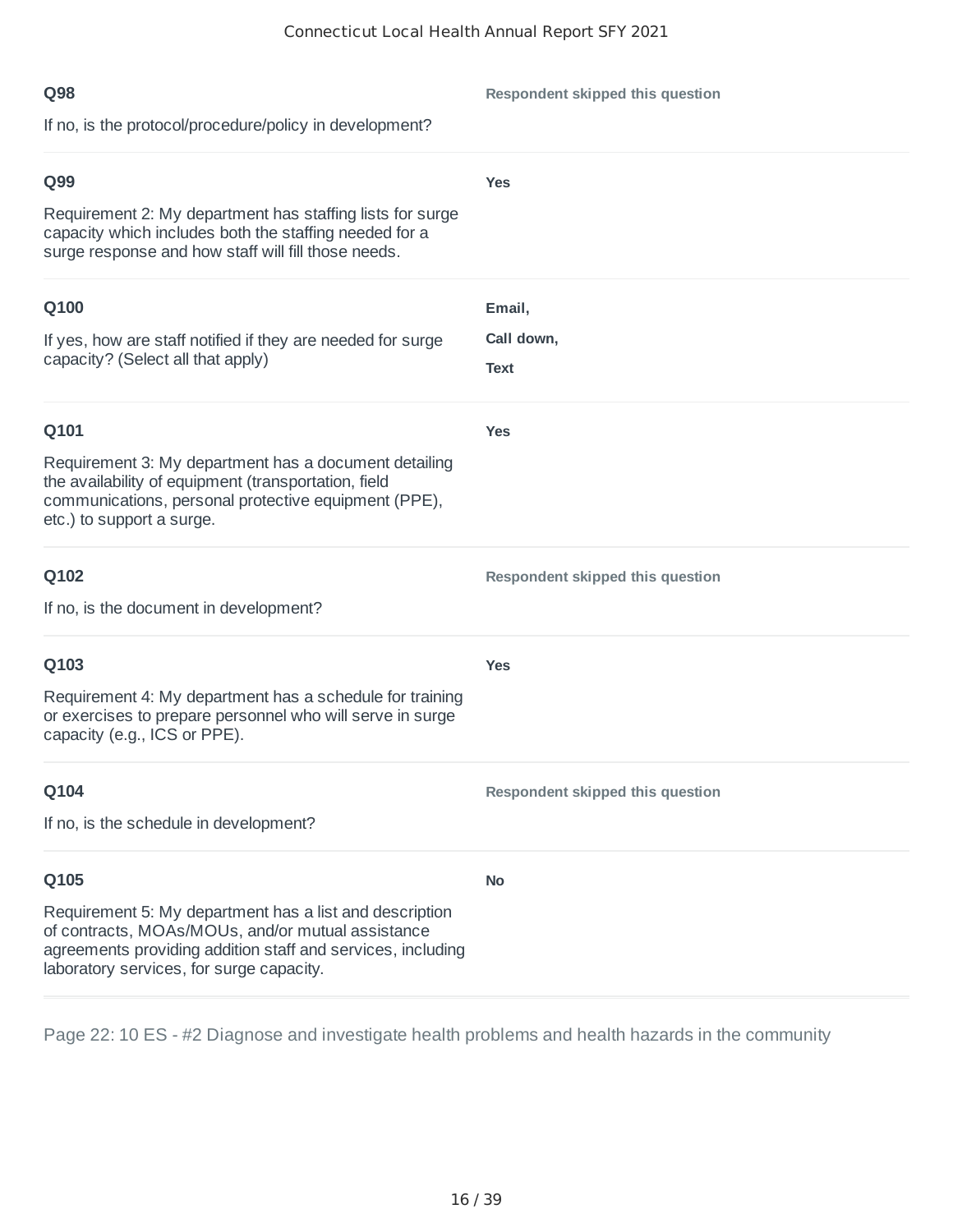**Q98**

If no, is the protocol/procedure/policy in development?

**Respondent skipped this question**

---

**Q99**

Requirement 2: My department has staffing lists for surge capacity which includes both the staffing needed for a surge response and how staff will fill those needs.

**Yes**

---

**Q100**

If yes, how are staff notified if they are needed for surge capacity? (Select all that apply)

**Email,**

**Call down,**

**Text**

---

**Q101**

Requirement 3: My department has a document detailing the availability of equipment (transportation, field communications, personal protective equipment (PPE), etc.) to support a surge.

**Yes**

---

**Q102**

If no, is the document in development?

**Respondent skipped this question**

---

**Q103**

Requirement 4: My department has a schedule for training or exercises to prepare personnel who will serve in surge capacity (e.g., ICS or PPE).

**Yes**

---

**Q104**

If no, is the schedule in development?

**Respondent skipped this question**

---

**Q105**

Requirement 5: My department has a list and description of contracts, MOAs/MOUs, and/or mutual assistance agreements providing addition staff and services, including laboratory services, for surge capacity.

**No**

---

Page 22: 10 ES - #2 Diagnose and investigate health problems and health hazards in the community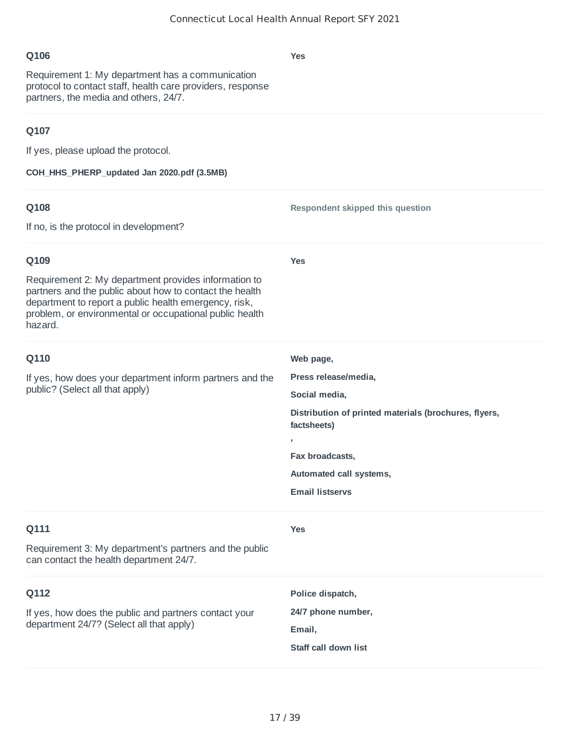**Q106**

Requirement 1: My department has a communication protocol to contact staff, health care providers, response partners, the media and others, 24/7.

**Yes**

---

**Q107**

If yes, please upload the protocol.

**COH_HHS_PHERP_updated Jan 2020.pdf (3.5MB)**

---

**Q108**

If no, is the protocol in development?

**Respondent skipped this question**

---

**Q109**

Requirement 2: My department provides information to partners and the public about how to contact the health department to report a public health emergency, risk, problem, or environmental or occupational public health hazard.

**Yes**

---

**Q110**

If yes, how does your department inform partners and the public? (Select all that apply)

**Web page,**

**Press release/media,**

**Social media,**

**Distribution of printed materials (brochures, flyers, factsheets)**

**,**

**Fax broadcasts,**

**Automated call systems,**

**Email listservs**

---

**Q111**

Requirement 3: My department's partners and the public can contact the health department 24/7.

**Yes**

---

**Q112**

If yes, how does the public and partners contact your department 24/7? (Select all that apply)

**Police dispatch,**

**24/7 phone number,**

**Email,**

**Staff call down list**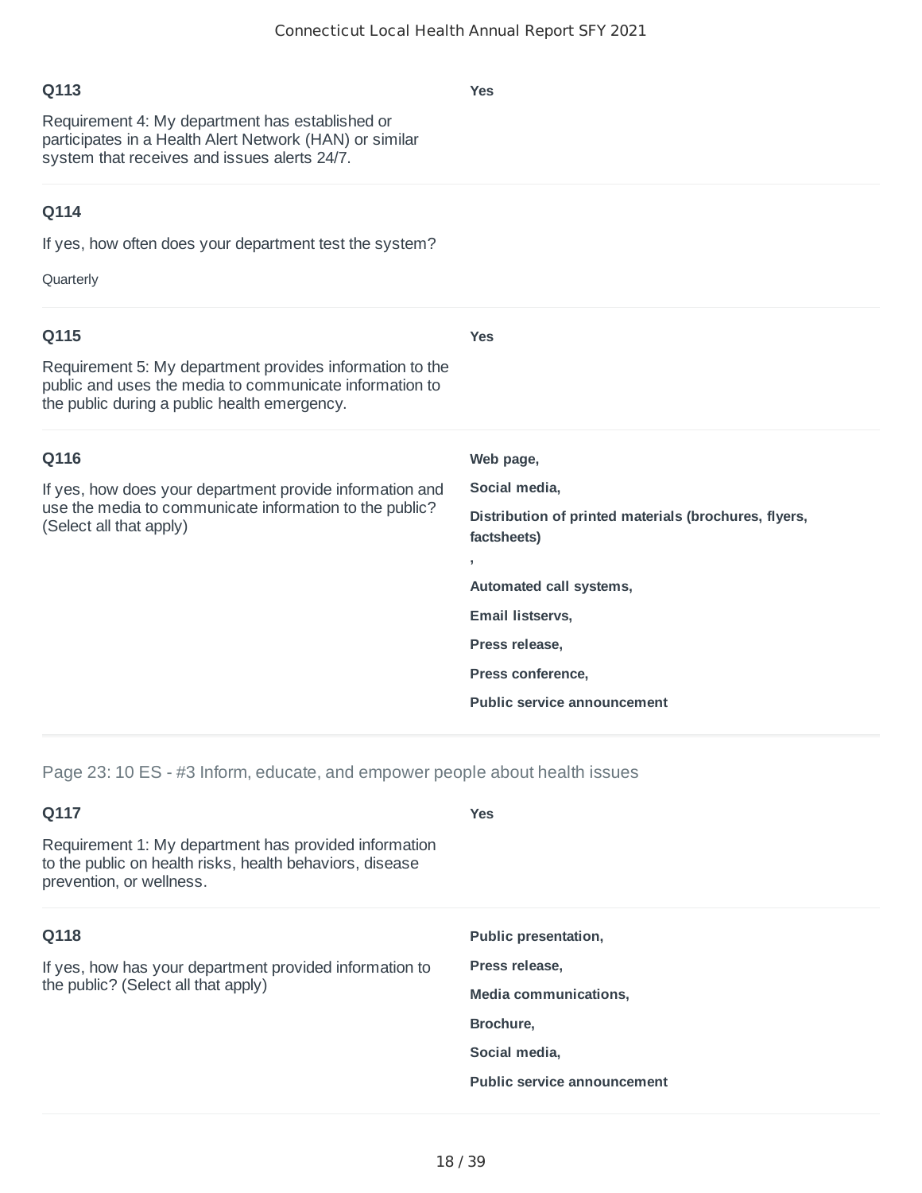### Q113

Requirement 4: My department has established or participates in a Health Alert Network (HAN) or similar system that receives and issues alerts 24/7.

**Yes**

### Q114

If yes, how often does your department test the system?

Quarterly

### Q115

Requirement 5: My department provides information to the public and uses the media to communicate information to the public during a public health emergency.

**Yes**

### Q116

If yes, how does your department provide information and use the media to communicate information to the public? (Select all that apply)

**Web page,**

**Social media,**

**Distribution of printed materials (brochures, flyers, factsheets)**

**,**

**Automated call systems,**

**Email listservs,**

**Press release,**

**Press conference,**

**Public service announcement**

## Page 23: 10 ES - #3 Inform, educate, and empower people about health issues

### Q117

Requirement 1: My department has provided information to the public on health risks, health behaviors, disease prevention, or wellness.

**Yes**

### Q118

If yes, how has your department provided information to the public? (Select all that apply)

**Public presentation,**

**Press release,**

**Media communications,**

**Brochure,**

**Social media,**

**Public service announcement**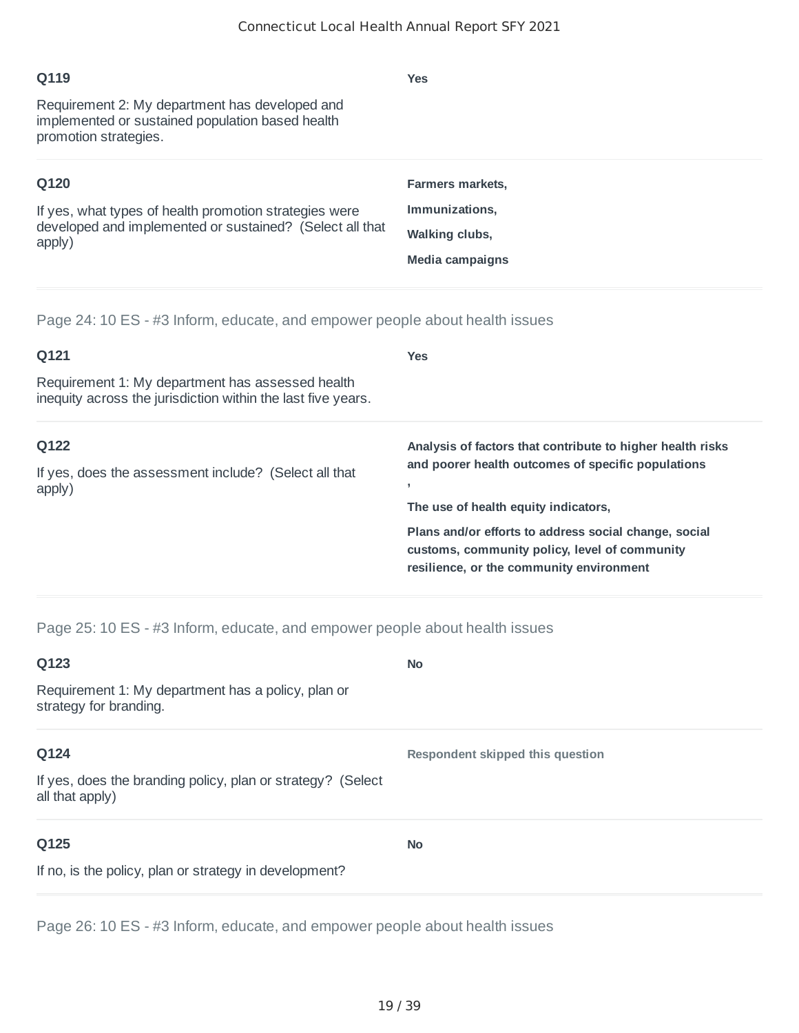**Q119**

Requirement 2: My department has developed and implemented or sustained population based health promotion strategies.

**Yes**

---

**Q120**

If yes, what types of health promotion strategies were developed and implemented or sustained? (Select all that apply)

**Farmers markets,**

**Immunizations,**

**Walking clubs,**

**Media campaigns**

---

Page 24: 10 ES - #3 Inform, educate, and empower people about health issues

**Q121**

Requirement 1: My department has assessed health inequity across the jurisdiction within the last five years.

**Yes**

---

**Q122**

If yes, does the assessment include? (Select all that apply)

**Analysis of factors that contribute to higher health risks and poorer health outcomes of specific populations**

**,**

**The use of health equity indicators,**

**Plans and/or efforts to address social change, social customs, community policy, level of community resilience, or the community environment**

---

Page 25: 10 ES - #3 Inform, educate, and empower people about health issues

**Q123**

Requirement 1: My department has a policy, plan or strategy for branding.

**No**

---

**Q124**

If yes, does the branding policy, plan or strategy? (Select all that apply)

**Respondent skipped this question**

---

**Q125**

If no, is the policy, plan or strategy in development?

**No**

---

Page 26: 10 ES - #3 Inform, educate, and empower people about health issues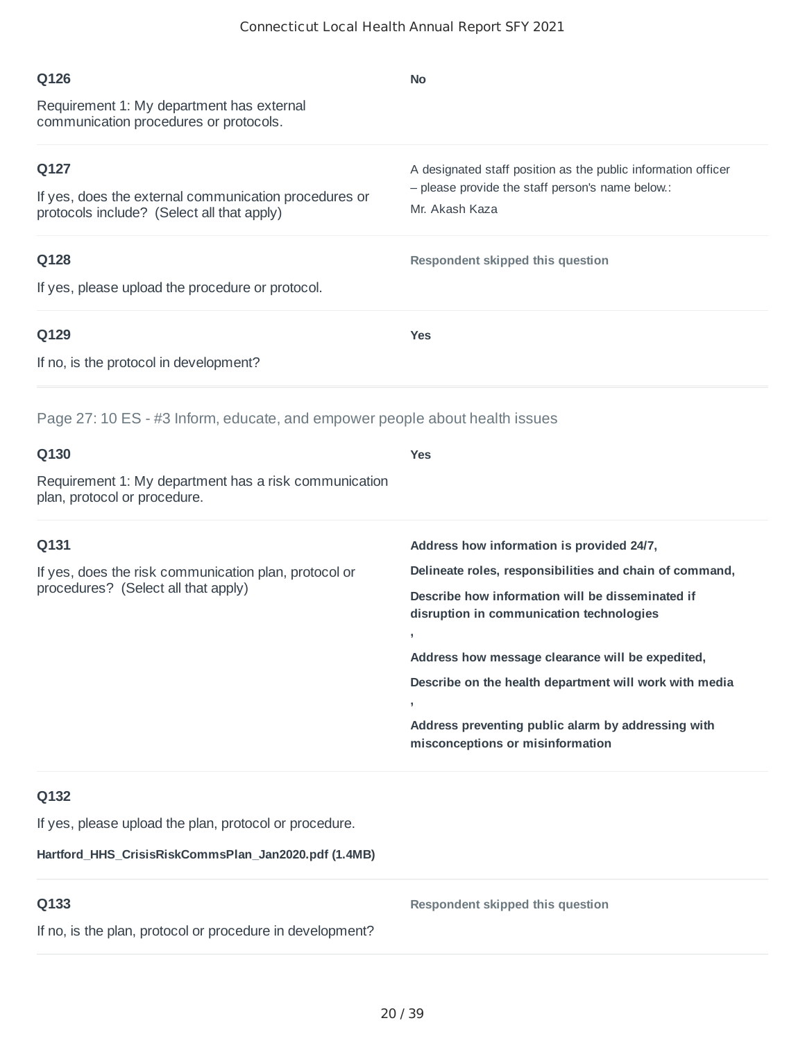**Q126**

Requirement 1: My department has external communication procedures or protocols.

**No**

**Q127**

If yes, does the external communication procedures or protocols include? (Select all that apply)

A designated staff position as the public information officer – please provide the staff person's name below.:

Mr. Akash Kaza

**Q128**

If yes, please upload the procedure or protocol.

**Respondent skipped this question**

**Q129**

If no, is the protocol in development?

**Yes**

## Page 27: 10 ES - #3 Inform, educate, and empower people about health issues

**Q130**

Requirement 1: My department has a risk communication plan, protocol or procedure.

**Yes**

**Q131**

If yes, does the risk communication plan, protocol or procedures? (Select all that apply)

**Address how information is provided 24/7,**

**Delineate roles, responsibilities and chain of command,**

**Describe how information will be disseminated if disruption in communication technologies**

**,**

**Address how message clearance will be expedited,**

**Describe on the health department will work with media**

**,**

**Address preventing public alarm by addressing with misconceptions or misinformation**

**Q132**

If yes, please upload the plan, protocol or procedure.

**Hartford_HHS_CrisisRiskCommsPlan_Jan2020.pdf (1.4MB)**

**Q133**

If no, is the plan, protocol or procedure in development?

**Respondent skipped this question**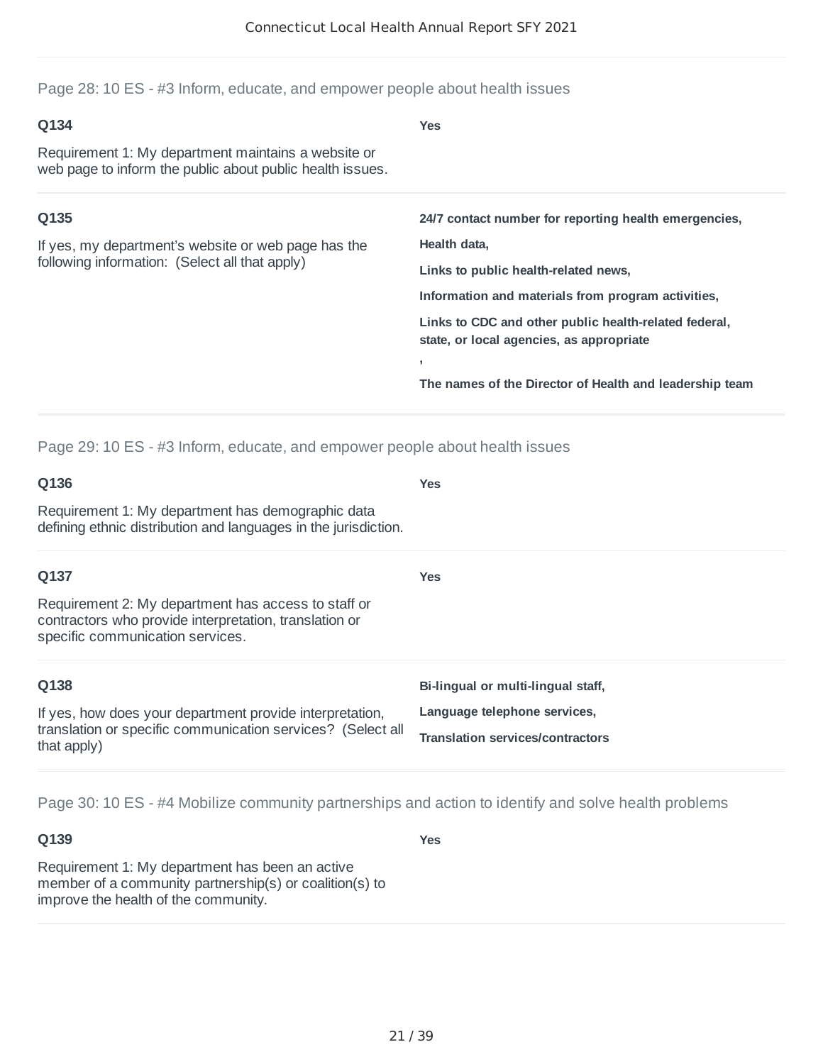## Page 28: 10 ES - #3 Inform, educate, and empower people about health issues

**Q134**

Requirement 1: My department maintains a website or web page to inform the public about public health issues.

**Yes**

**Q135**

If yes, my department's website or web page has the following information: (Select all that apply)

**24/7 contact number for reporting health emergencies,**

**Health data,**

**Links to public health-related news,**

**Information and materials from program activities,**

**Links to CDC and other public health-related federal, state, or local agencies, as appropriate**

**,**

**The names of the Director of Health and leadership team**

## Page 29: 10 ES - #3 Inform, educate, and empower people about health issues

**Q136**

Requirement 1: My department has demographic data defining ethnic distribution and languages in the jurisdiction.

**Yes**

**Q137**

Requirement 2: My department has access to staff or contractors who provide interpretation, translation or specific communication services.

**Yes**

**Q138**

If yes, how does your department provide interpretation, translation or specific communication services? (Select all that apply)

**Bi-lingual or multi-lingual staff,**

**Language telephone services,**

**Translation services/contractors**

## Page 30: 10 ES - #4 Mobilize community partnerships and action to identify and solve health problems

**Q139**

Requirement 1: My department has been an active member of a community partnership(s) or coalition(s) to improve the health of the community.

**Yes**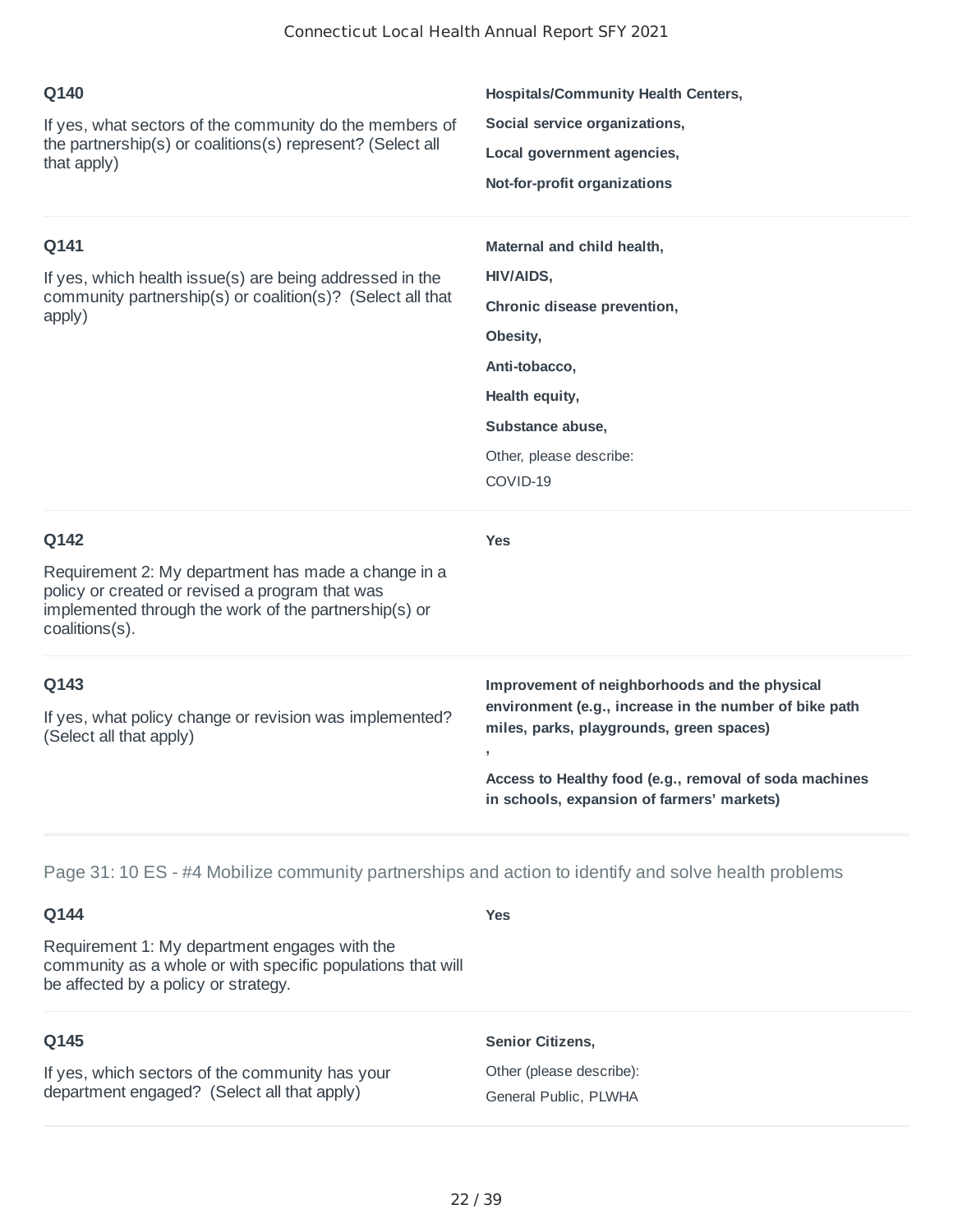**Q140**

If yes, what sectors of the community do the members of the partnership(s) or coalitions(s) represent? (Select all that apply)

**Hospitals/Community Health Centers,**

**Social service organizations,**

**Local government agencies,**

**Not-for-profit organizations**

---

**Q141**

If yes, which health issue(s) are being addressed in the community partnership(s) or coalition(s)? (Select all that apply)

**Maternal and child health,**

**HIV/AIDS,**

**Chronic disease prevention,**

**Obesity,**

**Anti-tobacco,**

**Health equity,**

**Substance abuse,**

Other, please describe:

COVID-19

---

**Q142**

Requirement 2: My department has made a change in a policy or created or revised a program that was implemented through the work of the partnership(s) or coalitions(s).

**Yes**

---

**Q143**

If yes, what policy change or revision was implemented? (Select all that apply)

**Improvement of neighborhoods and the physical environment (e.g., increase in the number of bike path miles, parks, playgrounds, green spaces)**
**,**

**Access to Healthy food (e.g., removal of soda machines in schools, expansion of farmers' markets)**

---

Page 31: 10 ES - #4 Mobilize community partnerships and action to identify and solve health problems

**Q144**

Requirement 1: My department engages with the community as a whole or with specific populations that will be affected by a policy or strategy.

**Yes**

---

**Q145**

If yes, which sectors of the community has your department engaged? (Select all that apply)

**Senior Citizens,**

Other (please describe):

General Public, PLWHA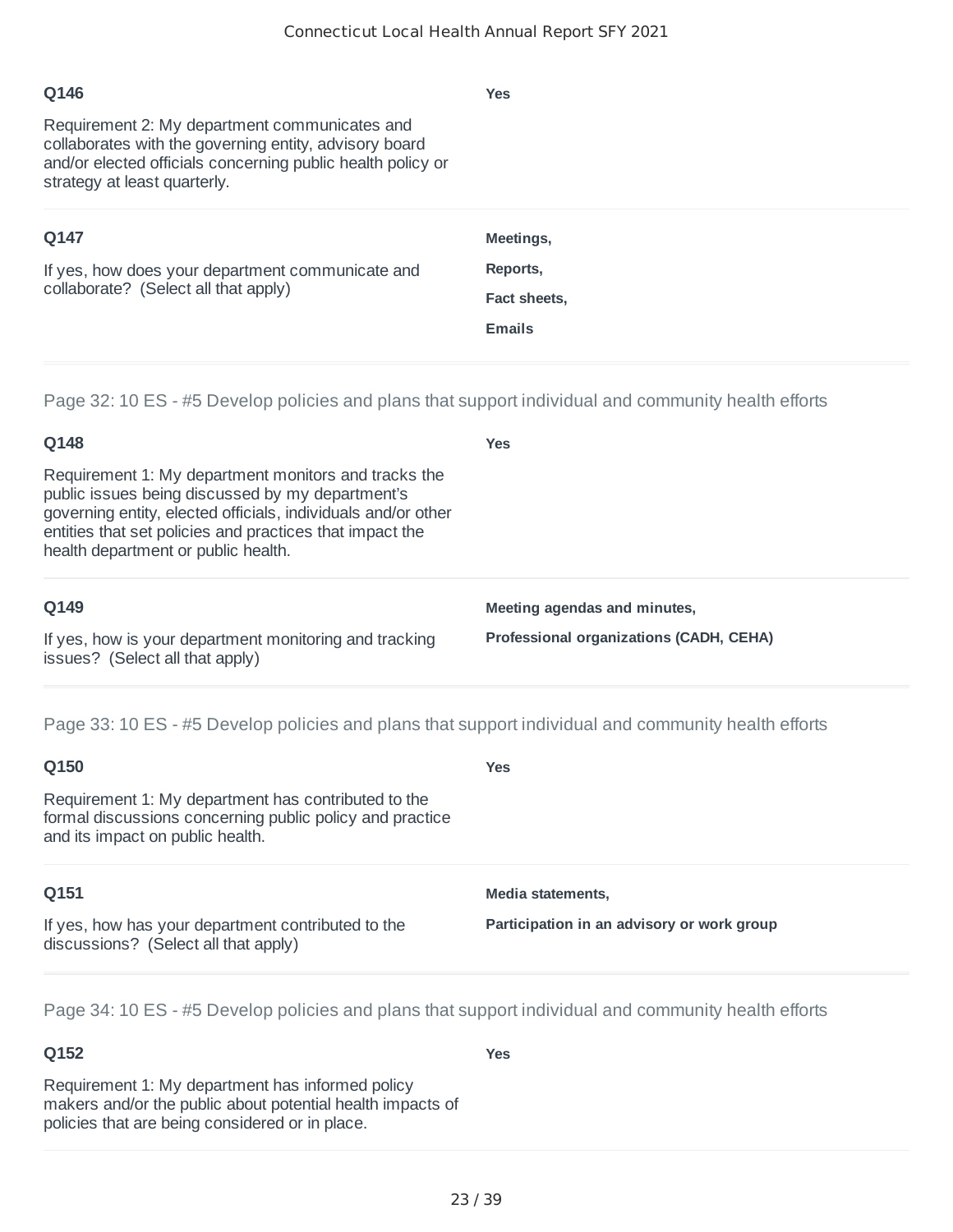**Q146**

Requirement 2: My department communicates and collaborates with the governing entity, advisory board and/or elected officials concerning public health policy or strategy at least quarterly.

**Yes**

**Q147**

If yes, how does your department communicate and collaborate? (Select all that apply)

**Meetings,**

**Reports,**

**Fact sheets,**

**Emails**

## Page 32: 10 ES - #5 Develop policies and plans that support individual and community health efforts

**Q148**

Requirement 1: My department monitors and tracks the public issues being discussed by my department's governing entity, elected officials, individuals and/or other entities that set policies and practices that impact the health department or public health.

**Yes**

**Q149**

If yes, how is your department monitoring and tracking issues? (Select all that apply)

**Meeting agendas and minutes,**

**Professional organizations (CADH, CEHA)**

## Page 33: 10 ES - #5 Develop policies and plans that support individual and community health efforts

**Q150**

Requirement 1: My department has contributed to the formal discussions concerning public policy and practice and its impact on public health.

**Yes**

**Q151**

If yes, how has your department contributed to the discussions? (Select all that apply)

**Media statements,**

**Participation in an advisory or work group**

## Page 34: 10 ES - #5 Develop policies and plans that support individual and community health efforts

**Q152**

Requirement 1: My department has informed policy makers and/or the public about potential health impacts of policies that are being considered or in place.

**Yes**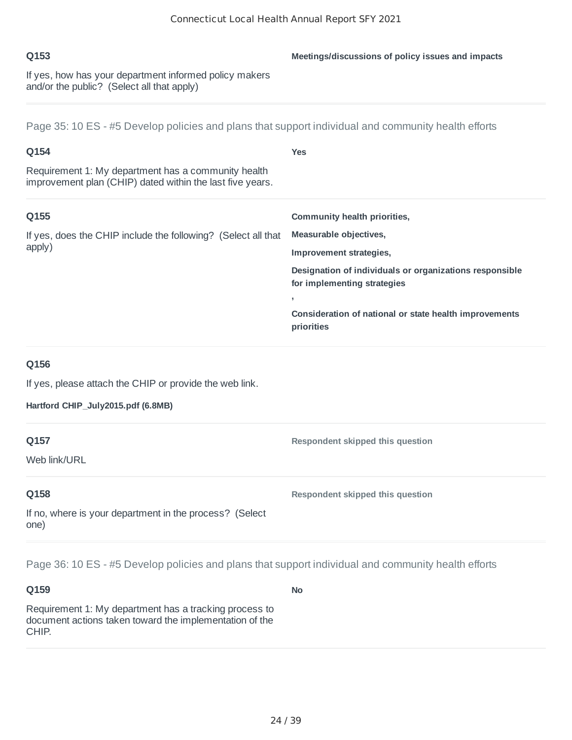**Q153**

If yes, how has your department informed policy makers and/or the public? (Select all that apply)

**Meetings/discussions of policy issues and impacts**

Page 35: 10 ES - #5 Develop policies and plans that support individual and community health efforts

**Q154**

Requirement 1: My department has a community health improvement plan (CHIP) dated within the last five years.

**Yes**

**Q155**

If yes, does the CHIP include the following? (Select all that apply)

**Community health priorities,**

**Measurable objectives,**

**Improvement strategies,**

**Designation of individuals or organizations responsible for implementing strategies**

**,**

**Consideration of national or state health improvements priorities**

**Q156**

If yes, please attach the CHIP or provide the web link.

**Hartford CHIP_July2015.pdf (6.8MB)**

**Q157**

Web link/URL

**Respondent skipped this question**

**Q158**

If no, where is your department in the process? (Select one)

**Respondent skipped this question**

Page 36: 10 ES - #5 Develop policies and plans that support individual and community health efforts

**Q159**

Requirement 1: My department has a tracking process to document actions taken toward the implementation of the CHIP.

**No**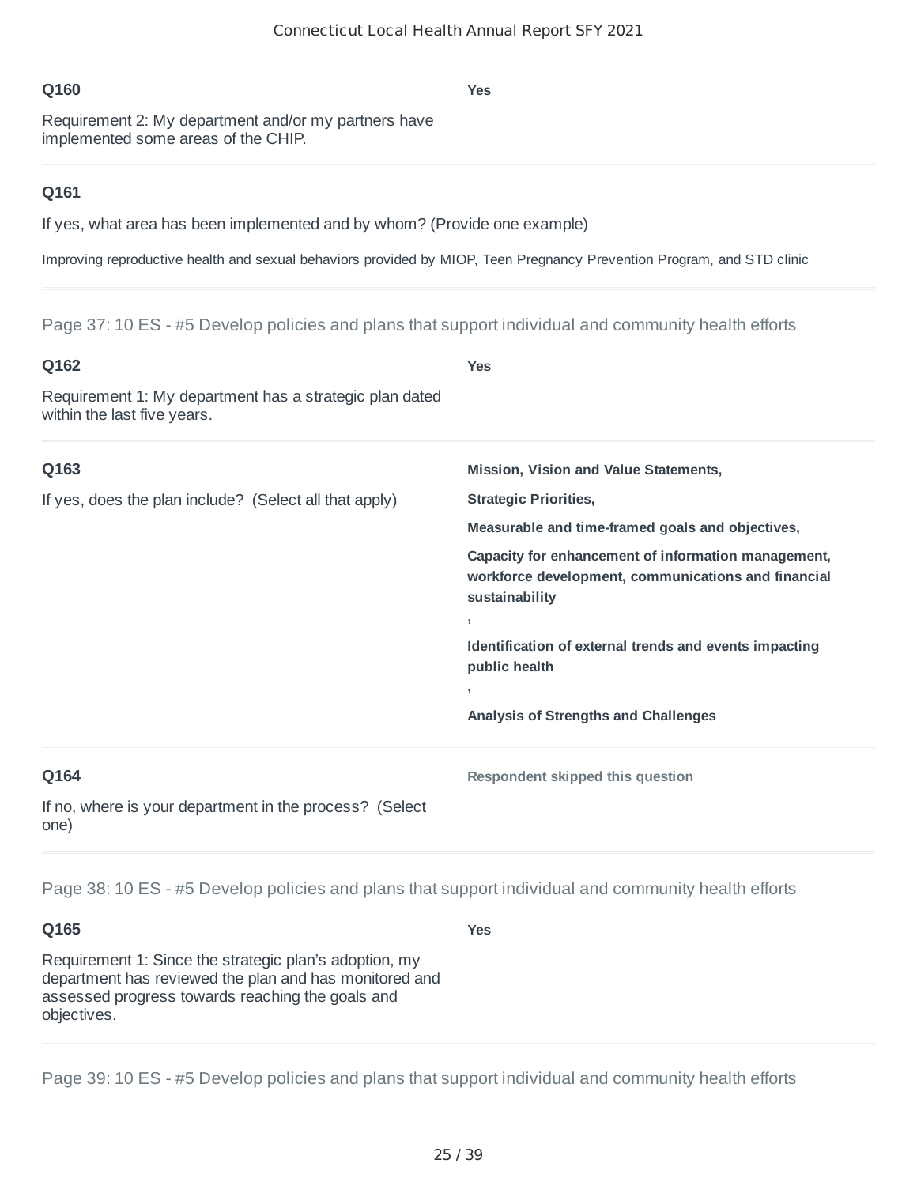**Q160**

Requirement 2: My department and/or my partners have implemented some areas of the CHIP.

**Yes**

---

**Q161**

If yes, what area has been implemented and by whom? (Provide one example)

Improving reproductive health and sexual behaviors provided by MIOP, Teen Pregnancy Prevention Program, and STD clinic

---

Page 37: 10 ES - #5 Develop policies and plans that support individual and community health efforts

**Q162**

Requirement 1: My department has a strategic plan dated within the last five years.

**Yes**

---

**Q163**

If yes, does the plan include? (Select all that apply)

**Mission, Vision and Value Statements,**

**Strategic Priorities,**

**Measurable and time-framed goals and objectives,**

**Capacity for enhancement of information management, workforce development, communications and financial sustainability**

**,**

**Identification of external trends and events impacting public health**

**,**

**Analysis of Strengths and Challenges**

---

**Q164**

If no, where is your department in the process? (Select one)

**Respondent skipped this question**

---

Page 38: 10 ES - #5 Develop policies and plans that support individual and community health efforts

**Q165**

Requirement 1: Since the strategic plan's adoption, my department has reviewed the plan and has monitored and assessed progress towards reaching the goals and objectives.

**Yes**

---

Page 39: 10 ES - #5 Develop policies and plans that support individual and community health efforts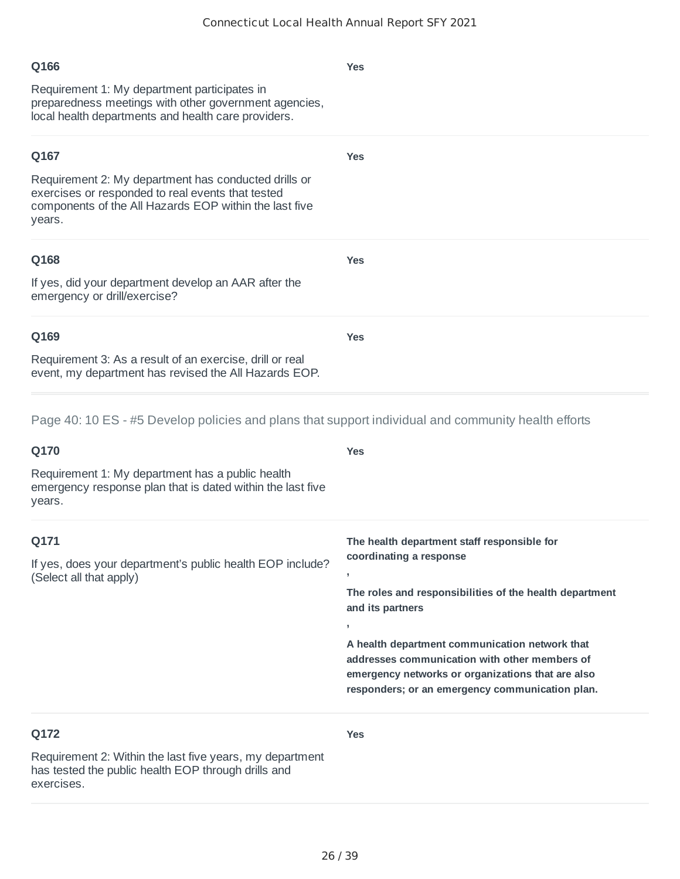**Q166**

Requirement 1: My department participates in preparedness meetings with other government agencies, local health departments and health care providers.

**Yes**

---

**Q167**

Requirement 2: My department has conducted drills or exercises or responded to real events that tested components of the All Hazards EOP within the last five years.

**Yes**

---

**Q168**

If yes, did your department develop an AAR after the emergency or drill/exercise?

**Yes**

---

**Q169**

Requirement 3: As a result of an exercise, drill or real event, my department has revised the All Hazards EOP.

**Yes**

---

Page 40: 10 ES - #5 Develop policies and plans that support individual and community health efforts

**Q170**

Requirement 1: My department has a public health emergency response plan that is dated within the last five years.

**Yes**

---

**Q171**

If yes, does your department's public health EOP include? (Select all that apply)

**The health department staff responsible for coordinating a response**

**,**

**The roles and responsibilities of the health department and its partners**

**,**

**A health department communication network that addresses communication with other members of emergency networks or organizations that are also responders; or an emergency communication plan.**

---

**Q172**

Requirement 2: Within the last five years, my department has tested the public health EOP through drills and exercises.

**Yes**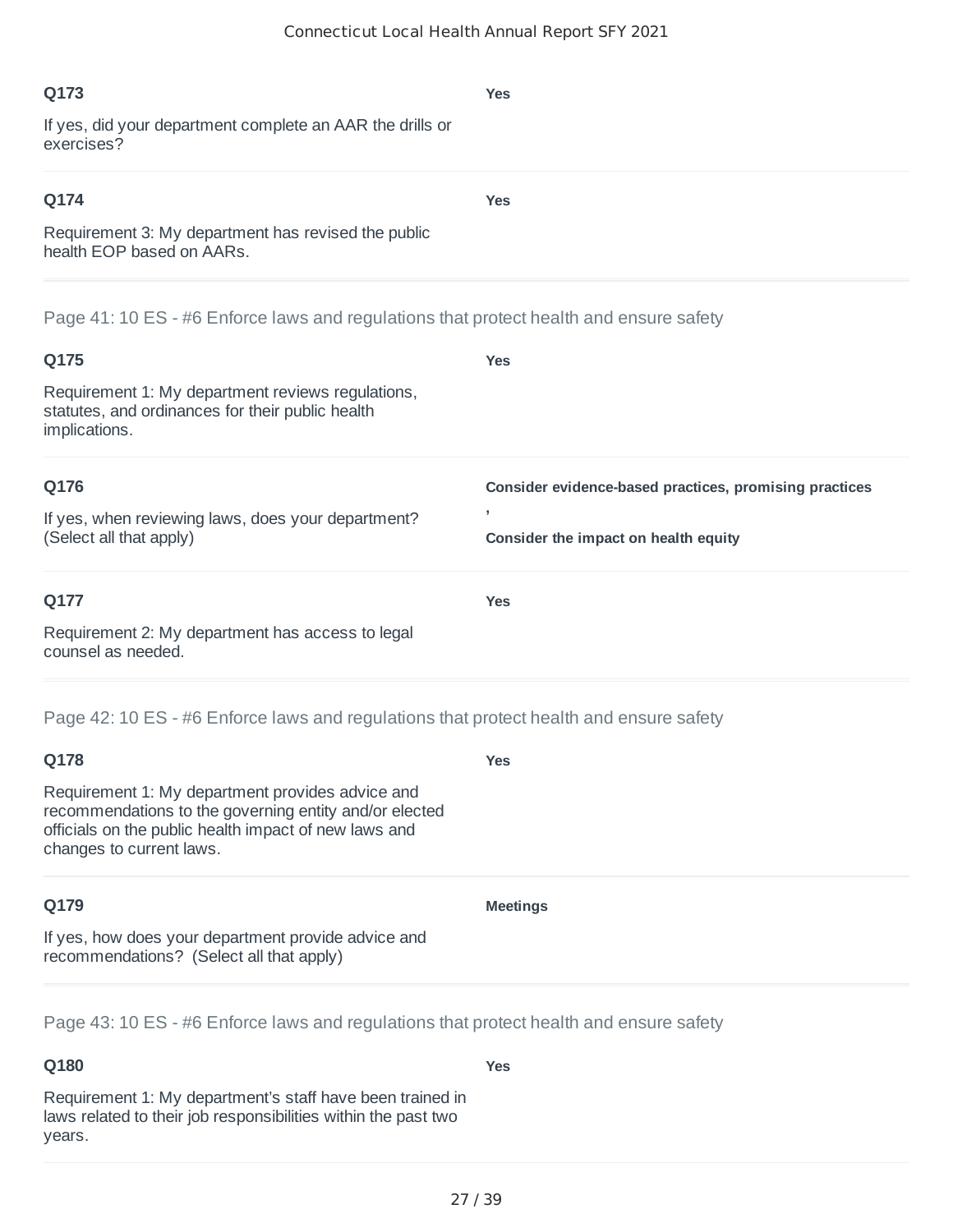**Q173**

If yes, did your department complete an AAR the drills or exercises?

**Yes**

---

**Q174**

Requirement 3: My department has revised the public health EOP based on AARs.

**Yes**

---

## Page 41: 10 ES - #6 Enforce laws and regulations that protect health and ensure safety

**Q175**

Requirement 1: My department reviews regulations, statutes, and ordinances for their public health implications.

**Yes**

---

**Q176**

If yes, when reviewing laws, does your department? (Select all that apply)

**Consider evidence-based practices, promising practices**

**,**

**Consider the impact on health equity**

---

**Q177**

Requirement 2: My department has access to legal counsel as needed.

**Yes**

---

## Page 42: 10 ES - #6 Enforce laws and regulations that protect health and ensure safety

**Q178**

Requirement 1: My department provides advice and recommendations to the governing entity and/or elected officials on the public health impact of new laws and changes to current laws.

**Yes**

---

**Q179**

If yes, how does your department provide advice and recommendations? (Select all that apply)

**Meetings**

---

## Page 43: 10 ES - #6 Enforce laws and regulations that protect health and ensure safety

**Q180**

Requirement 1: My department's staff have been trained in laws related to their job responsibilities within the past two years.

**Yes**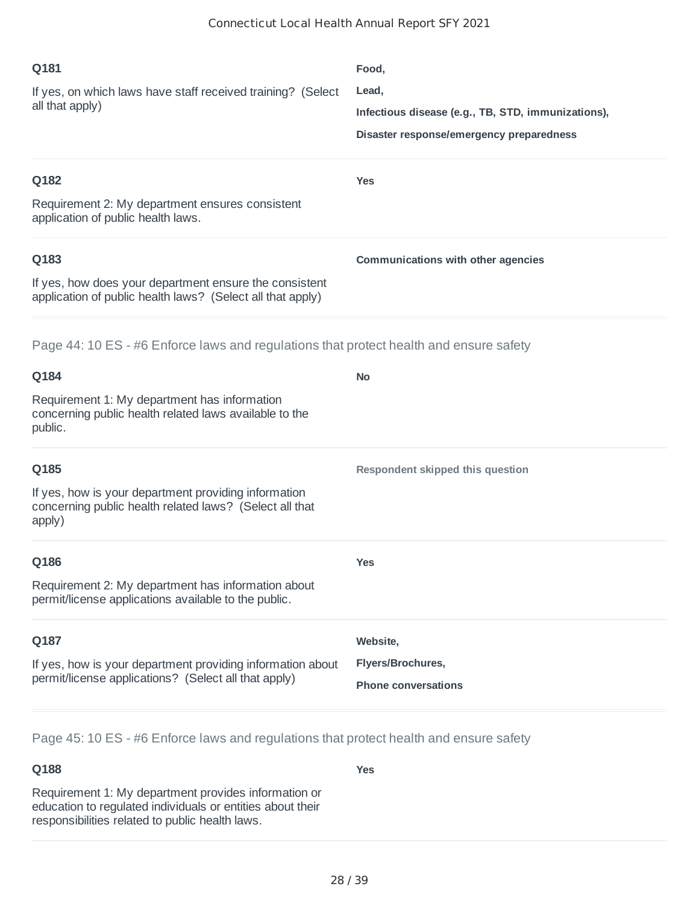**Q181**

If yes, on which laws have staff received training? (Select all that apply)

**Food,**

**Lead,**

**Infectious disease (e.g., TB, STD, immunizations),**

**Disaster response/emergency preparedness**

**Q182**

Requirement 2: My department ensures consistent application of public health laws.

**Yes**

**Q183**

If yes, how does your department ensure the consistent application of public health laws? (Select all that apply)

**Communications with other agencies**

## Page 44: 10 ES - #6 Enforce laws and regulations that protect health and ensure safety

**Q184**

Requirement 1: My department has information concerning public health related laws available to the public.

**No**

**Q185**

If yes, how is your department providing information concerning public health related laws? (Select all that apply)

**Respondent skipped this question**

**Q186**

Requirement 2: My department has information about permit/license applications available to the public.

**Yes**

**Q187**

If yes, how is your department providing information about permit/license applications? (Select all that apply)

**Website,**

**Flyers/Brochures,**

**Phone conversations**

## Page 45: 10 ES - #6 Enforce laws and regulations that protect health and ensure safety

**Q188**

Requirement 1: My department provides information or education to regulated individuals or entities about their responsibilities related to public health laws.

**Yes**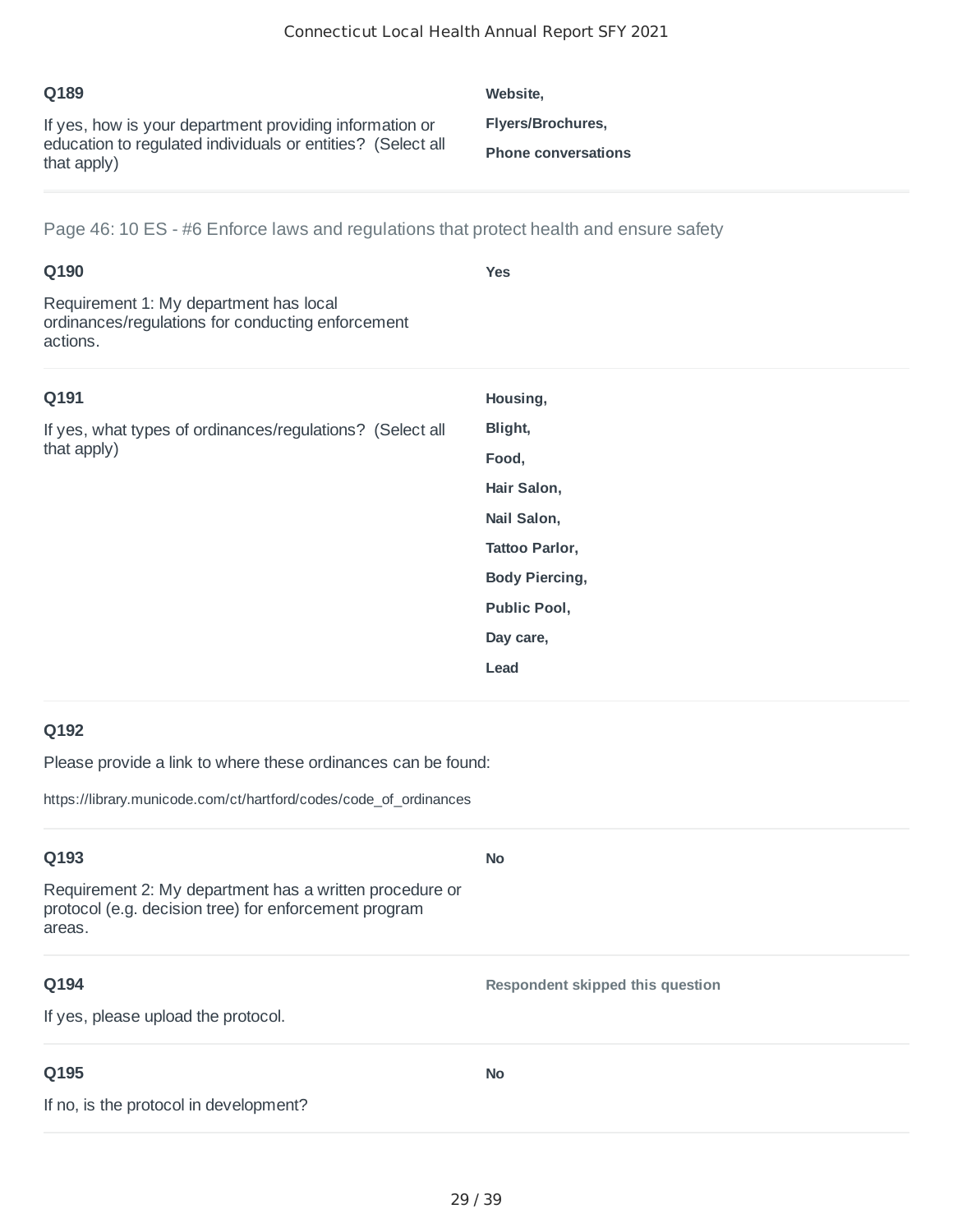**Q189**

If yes, how is your department providing information or education to regulated individuals or entities? (Select all that apply)

**Website,**

**Flyers/Brochures,**

**Phone conversations**

---

Page 46: 10 ES - #6 Enforce laws and regulations that protect health and ensure safety

**Q190**

Requirement 1: My department has local ordinances/regulations for conducting enforcement actions.

**Yes**

---

**Q191**

If yes, what types of ordinances/regulations? (Select all that apply)

**Housing,**

**Blight,**

**Food,**

**Hair Salon,**

**Nail Salon,**

**Tattoo Parlor,**

**Body Piercing,**

**Public Pool,**

**Day care,**

**Lead**

---

**Q192**

Please provide a link to where these ordinances can be found:

https://library.municode.com/ct/hartford/codes/code_of_ordinances

---

**Q193**

Requirement 2: My department has a written procedure or protocol (e.g. decision tree) for enforcement program areas.

**No**

---

**Q194**

If yes, please upload the protocol.

**Respondent skipped this question**

---

**Q195**

If no, is the protocol in development?

**No**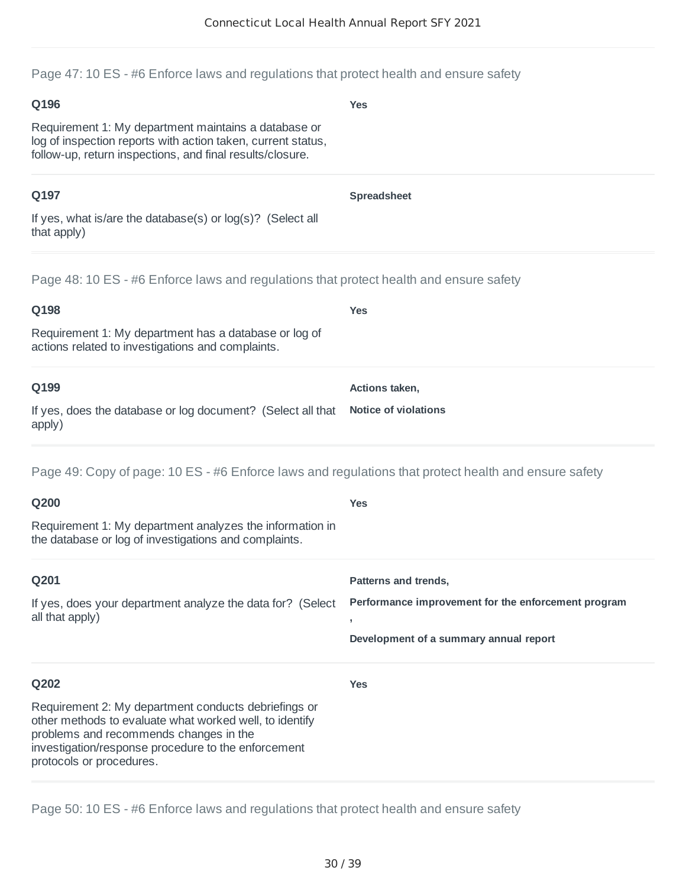## Page 47: 10 ES - #6 Enforce laws and regulations that protect health and ensure safety

**Q196**

Requirement 1: My department maintains a database or log of inspection reports with action taken, current status, follow-up, return inspections, and final results/closure.

**Yes**

**Q197**

If yes, what is/are the database(s) or log(s)? (Select all that apply)

**Spreadsheet**

## Page 48: 10 ES - #6 Enforce laws and regulations that protect health and ensure safety

**Q198**

Requirement 1: My department has a database or log of actions related to investigations and complaints.

**Yes**

**Q199**

If yes, does the database or log document? (Select all that apply)

**Actions taken,**

**Notice of violations**

## Page 49: Copy of page: 10 ES - #6 Enforce laws and regulations that protect health and ensure safety

**Q200**

Requirement 1: My department analyzes the information in the database or log of investigations and complaints.

**Yes**

**Q201**

If yes, does your department analyze the data for? (Select all that apply)

**Patterns and trends,**

**Performance improvement for the enforcement program**

**,**

**Development of a summary annual report**

**Q202**

Requirement 2: My department conducts debriefings or other methods to evaluate what worked well, to identify problems and recommends changes in the investigation/response procedure to the enforcement protocols or procedures.

**Yes**

## Page 50: 10 ES - #6 Enforce laws and regulations that protect health and ensure safety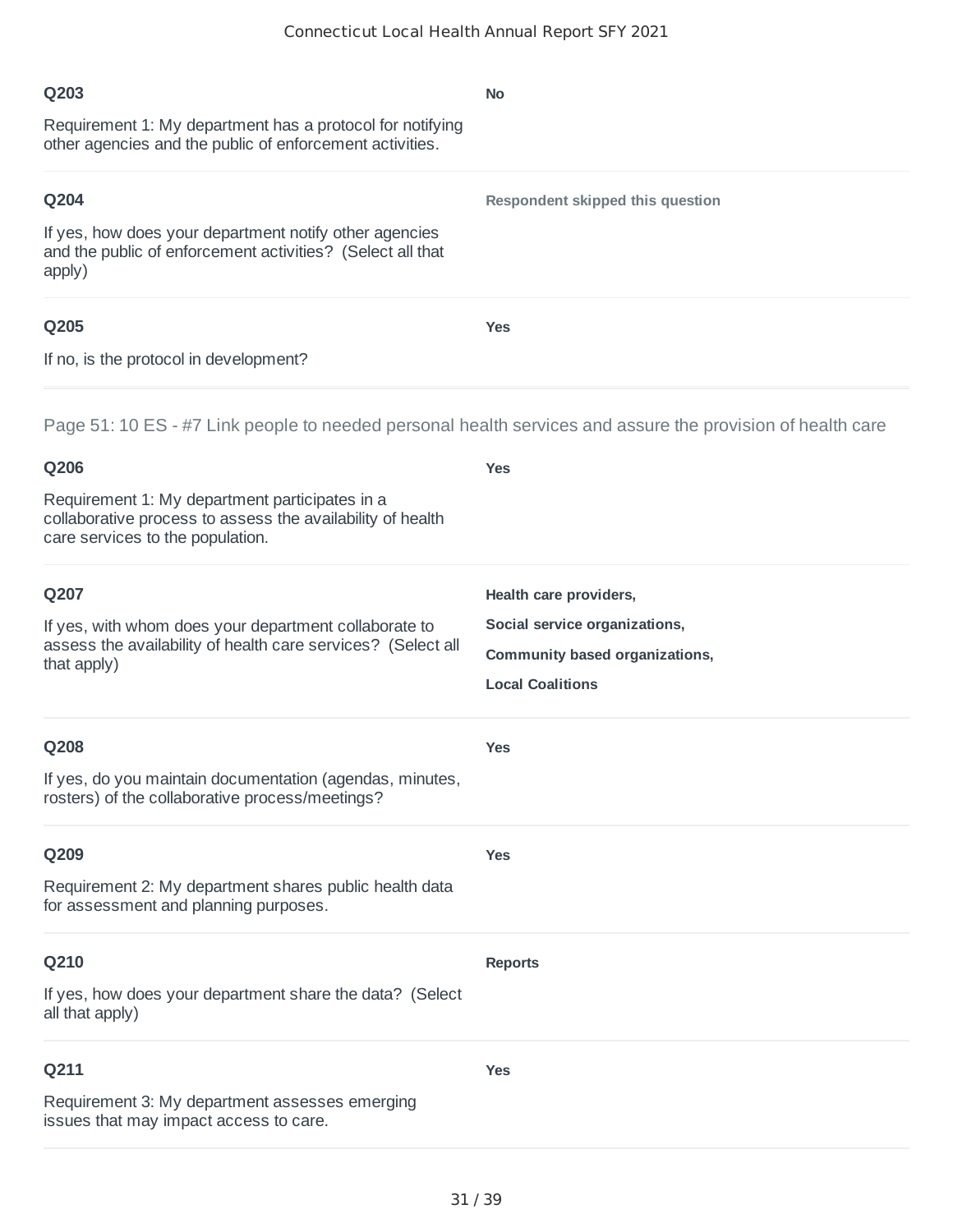**Q203**

Requirement 1: My department has a protocol for notifying other agencies and the public of enforcement activities.

**No**

---

**Q204**

If yes, how does your department notify other agencies and the public of enforcement activities? (Select all that apply)

**Respondent skipped this question**

---

**Q205**

If no, is the protocol in development?

**Yes**

---

## Page 51: 10 ES - #7 Link people to needed personal health services and assure the provision of health care

**Q206**

Requirement 1: My department participates in a collaborative process to assess the availability of health care services to the population.

**Yes**

---

**Q207**

If yes, with whom does your department collaborate to assess the availability of health care services? (Select all that apply)

**Health care providers,**

**Social service organizations,**

**Community based organizations,**

**Local Coalitions**

---

**Q208**

If yes, do you maintain documentation (agendas, minutes, rosters) of the collaborative process/meetings?

**Yes**

---

**Q209**

Requirement 2: My department shares public health data for assessment and planning purposes.

**Yes**

---

**Q210**

If yes, how does your department share the data? (Select all that apply)

**Reports**

---

**Q211**

Requirement 3: My department assesses emerging issues that may impact access to care.

**Yes**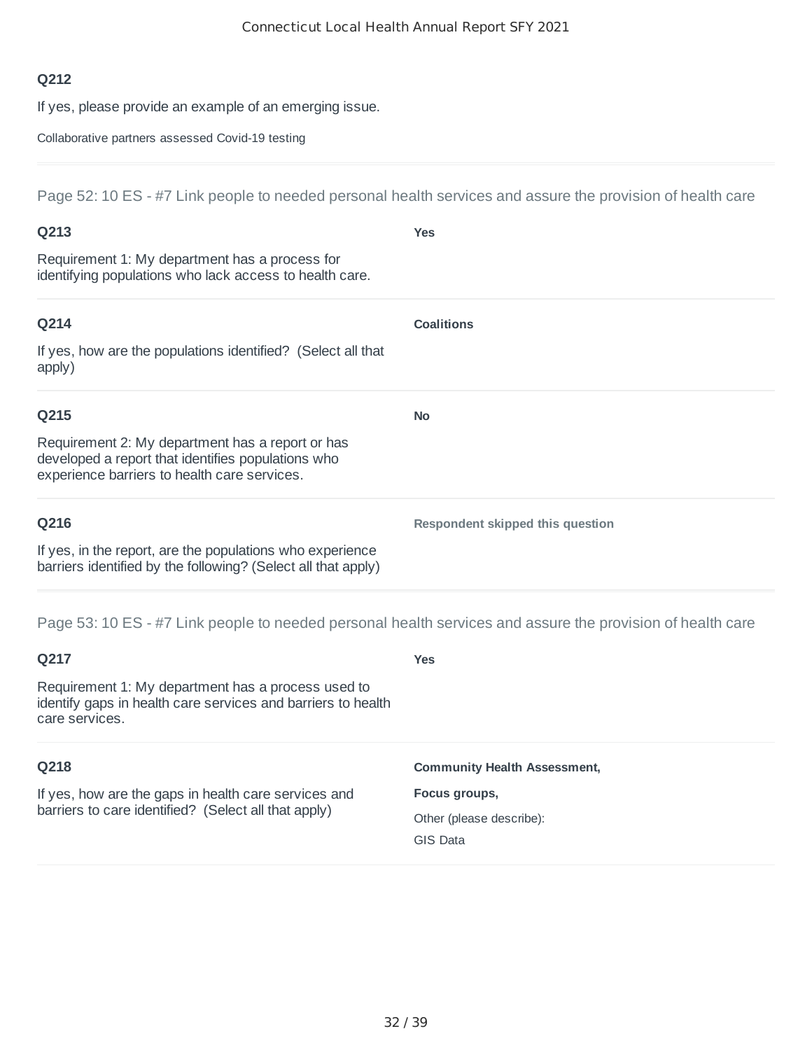**Q212**

If yes, please provide an example of an emerging issue.

Collaborative partners assessed Covid-19 testing

---

Page 52: 10 ES - #7 Link people to needed personal health services and assure the provision of health care

**Q213**

Requirement 1: My department has a process for identifying populations who lack access to health care.

**Yes**

---

**Q214**

If yes, how are the populations identified? (Select all that apply)

**Coalitions**

---

**Q215**

Requirement 2: My department has a report or has developed a report that identifies populations who experience barriers to health care services.

**No**

---

**Q216**

If yes, in the report, are the populations who experience barriers identified by the following? (Select all that apply)

**Respondent skipped this question**

---

Page 53: 10 ES - #7 Link people to needed personal health services and assure the provision of health care

**Q217**

Requirement 1: My department has a process used to identify gaps in health care services and barriers to health care services.

**Yes**

---

**Q218**

If yes, how are the gaps in health care services and barriers to care identified? (Select all that apply)

**Community Health Assessment,**

**Focus groups,**

Other (please describe):

GIS Data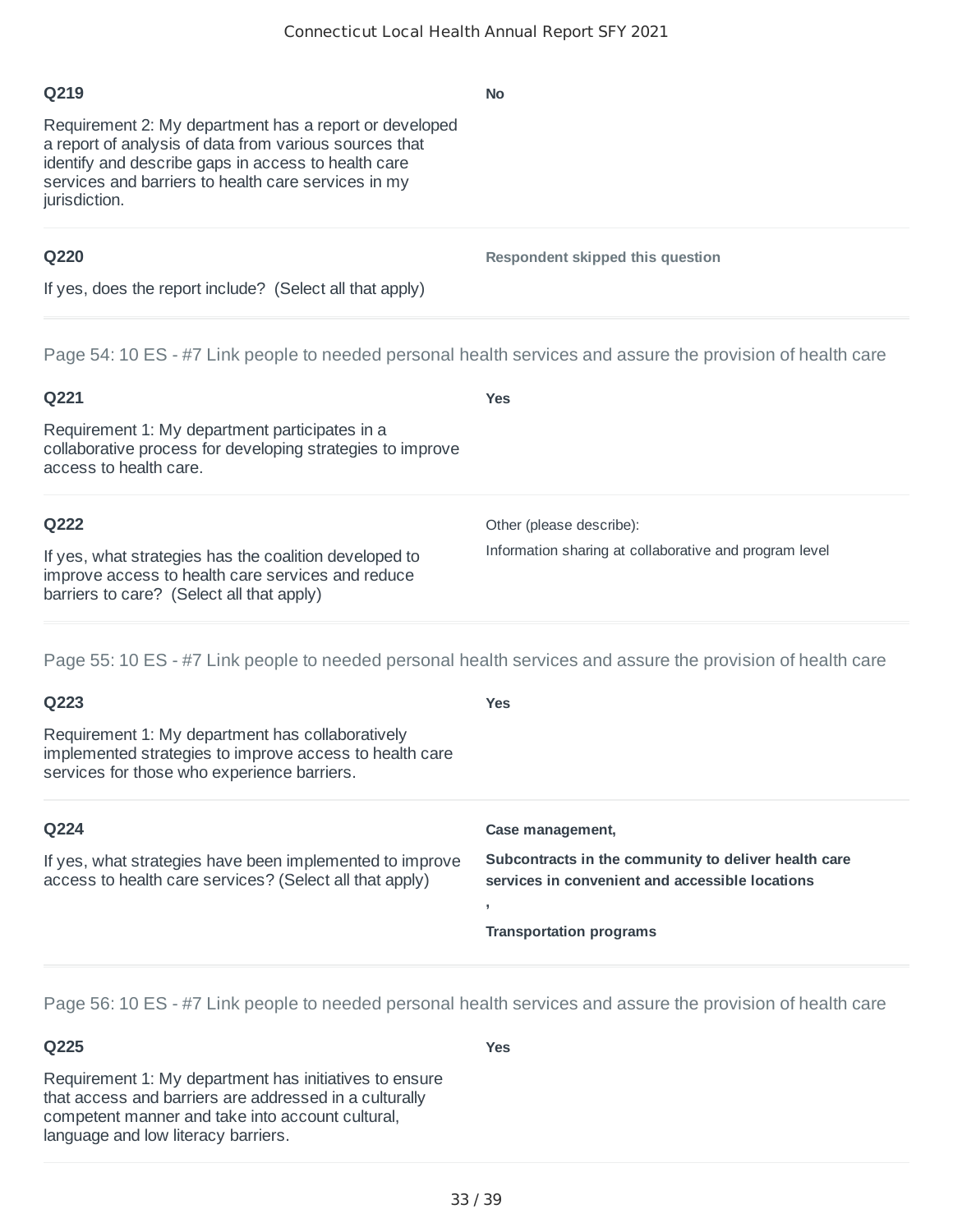**Q219**

Requirement 2: My department has a report or developed a report of analysis of data from various sources that identify and describe gaps in access to health care services and barriers to health care services in my jurisdiction.

**No**

---

**Q220**

If yes, does the report include? (Select all that apply)

**Respondent skipped this question**

---

## Page 54: 10 ES - #7 Link people to needed personal health services and assure the provision of health care

**Q221**

Requirement 1: My department participates in a collaborative process for developing strategies to improve access to health care.

**Yes**

---

**Q222**

If yes, what strategies has the coalition developed to improve access to health care services and reduce barriers to care? (Select all that apply)

Other (please describe):

Information sharing at collaborative and program level

---

## Page 55: 10 ES - #7 Link people to needed personal health services and assure the provision of health care

**Q223**

Requirement 1: My department has collaboratively implemented strategies to improve access to health care services for those who experience barriers.

**Yes**

---

**Q224**

If yes, what strategies have been implemented to improve access to health care services? (Select all that apply)

**Case management,**

**Subcontracts in the community to deliver health care services in convenient and accessible locations**

**,**

**Transportation programs**

---

## Page 56: 10 ES - #7 Link people to needed personal health services and assure the provision of health care

**Q225**

Requirement 1: My department has initiatives to ensure that access and barriers are addressed in a culturally competent manner and take into account cultural, language and low literacy barriers.

**Yes**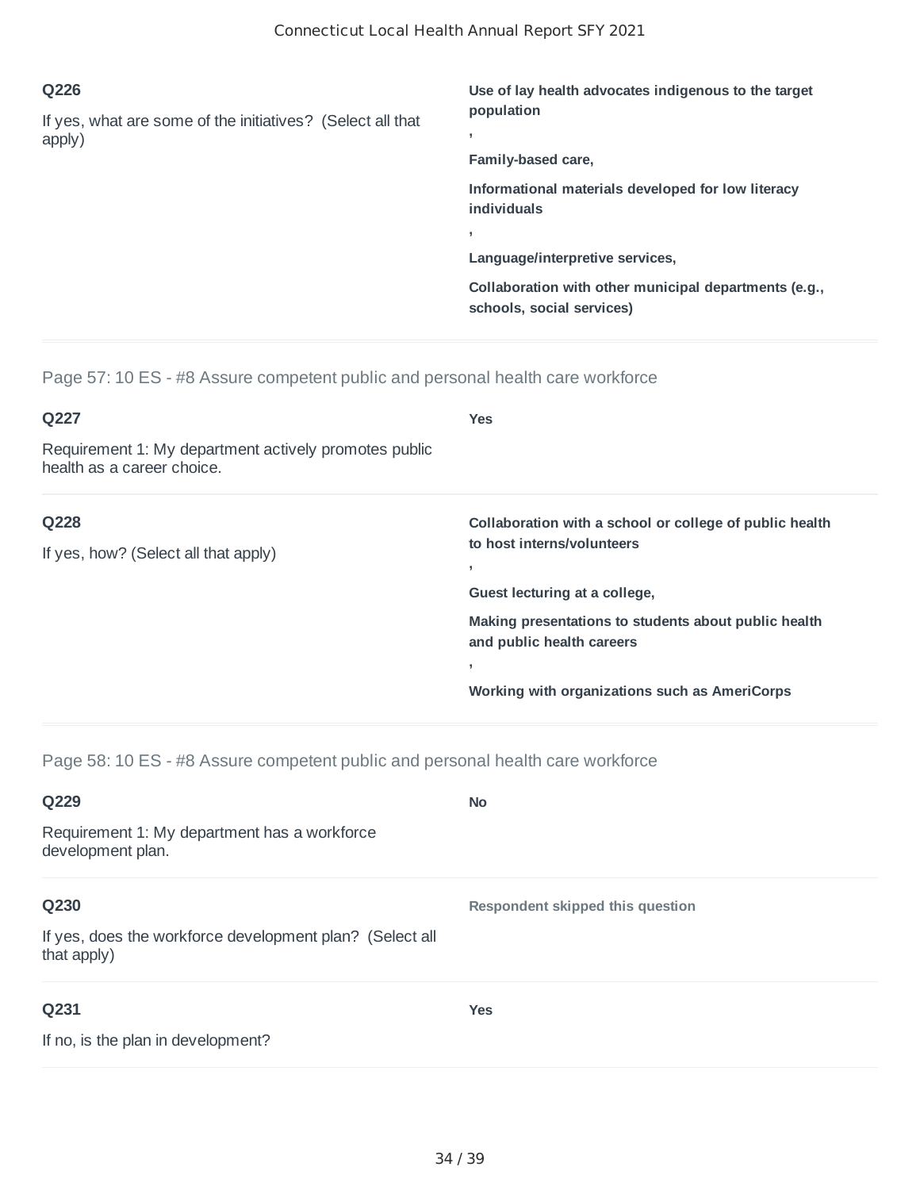**Q226**

If yes, what are some of the initiatives? (Select all that apply)

**Use of lay health advocates indigenous to the target population**

**,**

**Family-based care,**

**Informational materials developed for low literacy individuals**

**,**

**Language/interpretive services,**

**Collaboration with other municipal departments (e.g., schools, social services)**

---

Page 57: 10 ES - #8 Assure competent public and personal health care workforce

**Q227**

Requirement 1: My department actively promotes public health as a career choice.

**Yes**

---

**Q228**

If yes, how? (Select all that apply)

**Collaboration with a school or college of public health to host interns/volunteers**

**,**

**Guest lecturing at a college,**

**Making presentations to students about public health and public health careers**

**,**

**Working with organizations such as AmeriCorps**

---

Page 58: 10 ES - #8 Assure competent public and personal health care workforce

**Q229**

Requirement 1: My department has a workforce development plan.

**No**

---

**Q230**

If yes, does the workforce development plan? (Select all that apply)

**Respondent skipped this question**

---

**Q231**

If no, is the plan in development?

**Yes**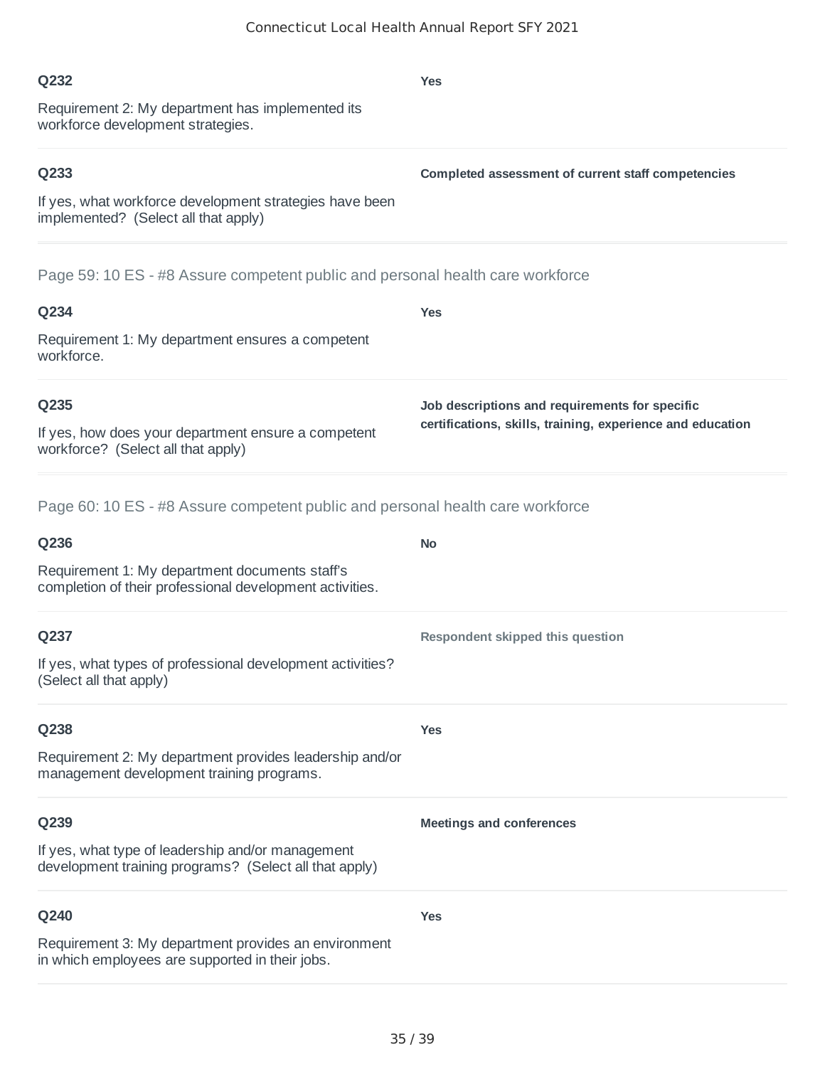**Q232**

Requirement 2: My department has implemented its workforce development strategies.

**Yes**

**Q233**

If yes, what workforce development strategies have been implemented? (Select all that apply)

**Completed assessment of current staff competencies**

## Page 59: 10 ES - #8 Assure competent public and personal health care workforce

**Q234**

Requirement 1: My department ensures a competent workforce.

**Yes**

**Q235**

If yes, how does your department ensure a competent workforce? (Select all that apply)

**Job descriptions and requirements for specific certifications, skills, training, experience and education**

## Page 60: 10 ES - #8 Assure competent public and personal health care workforce

**Q236**

Requirement 1: My department documents staff's completion of their professional development activities.

**No**

**Q237**

If yes, what types of professional development activities? (Select all that apply)

**Respondent skipped this question**

**Q238**

Requirement 2: My department provides leadership and/or management development training programs.

**Yes**

**Q239**

If yes, what type of leadership and/or management development training programs? (Select all that apply)

**Meetings and conferences**

**Q240**

Requirement 3: My department provides an environment in which employees are supported in their jobs.

**Yes**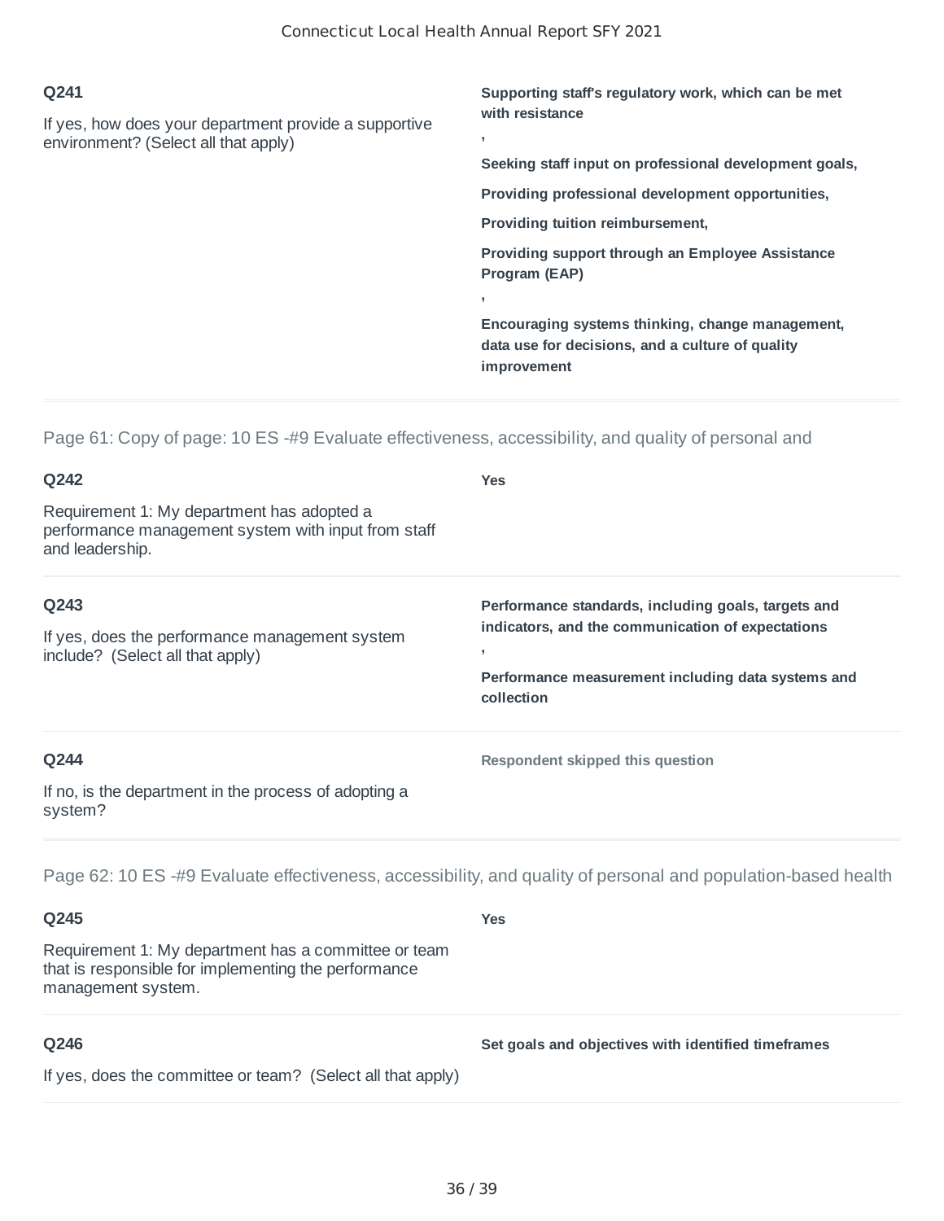**Q241**

If yes, how does your department provide a supportive environment? (Select all that apply)

**Supporting staff's regulatory work, which can be met with resistance**
**,**
**Seeking staff input on professional development goals,**
**Providing professional development opportunities,**
**Providing tuition reimbursement,**
**Providing support through an Employee Assistance Program (EAP)**
**,**
**Encouraging systems thinking, change management, data use for decisions, and a culture of quality improvement**

---

## Page 61: Copy of page: 10 ES -#9 Evaluate effectiveness, accessibility, and quality of personal and

**Q242**

Requirement 1: My department has adopted a performance management system with input from staff and leadership.

**Yes**

**Q243**

If yes, does the performance management system include? (Select all that apply)

**Performance standards, including goals, targets and indicators, and the communication of expectations**
**,**
**Performance measurement including data systems and collection**

**Q244**

If no, is the department in the process of adopting a system?

**Respondent skipped this question**

---

## Page 62: 10 ES -#9 Evaluate effectiveness, accessibility, and quality of personal and population-based health

**Q245**

Requirement 1: My department has a committee or team that is responsible for implementing the performance management system.

**Yes**

**Q246**

If yes, does the committee or team? (Select all that apply)

**Set goals and objectives with identified timeframes**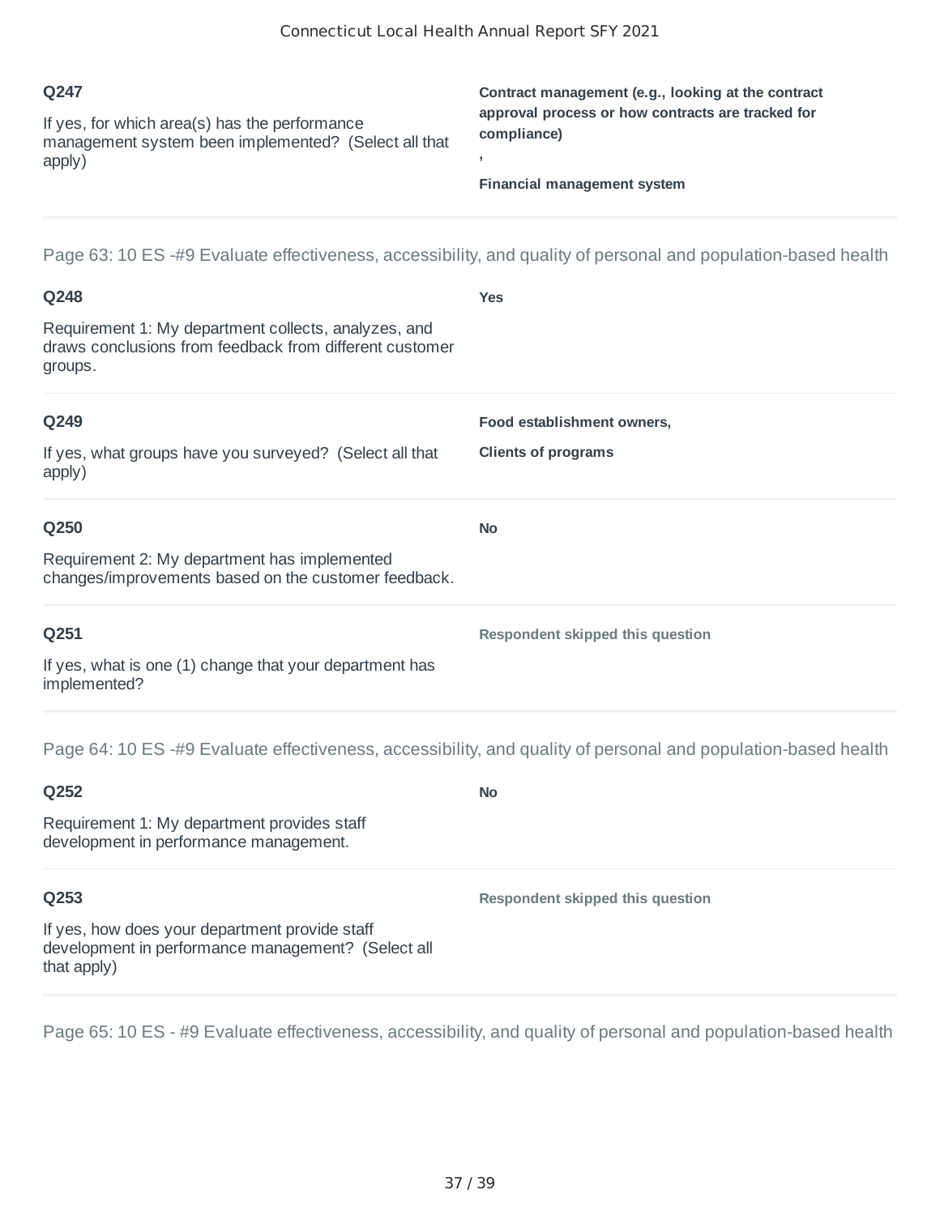**Q247**

If yes, for which area(s) has the performance management system been implemented? (Select all that apply)

**Contract management (e.g., looking at the contract approval process or how contracts are tracked for compliance)**

**,**

**Financial management system**

---

Page 63: 10 ES -#9 Evaluate effectiveness, accessibility, and quality of personal and population-based health

**Q248**

Requirement 1: My department collects, analyzes, and draws conclusions from feedback from different customer groups.

**Yes**

---

**Q249**

If yes, what groups have you surveyed? (Select all that apply)

**Food establishment owners,**

**Clients of programs**

---

**Q250**

Requirement 2: My department has implemented changes/improvements based on the customer feedback.

**No**

---

**Q251**

If yes, what is one (1) change that your department has implemented?

**Respondent skipped this question**

---

Page 64: 10 ES -#9 Evaluate effectiveness, accessibility, and quality of personal and population-based health

**Q252**

Requirement 1: My department provides staff development in performance management.

**No**

---

**Q253**

If yes, how does your department provide staff development in performance management? (Select all that apply)

**Respondent skipped this question**

---

Page 65: 10 ES - #9 Evaluate effectiveness, accessibility, and quality of personal and population-based health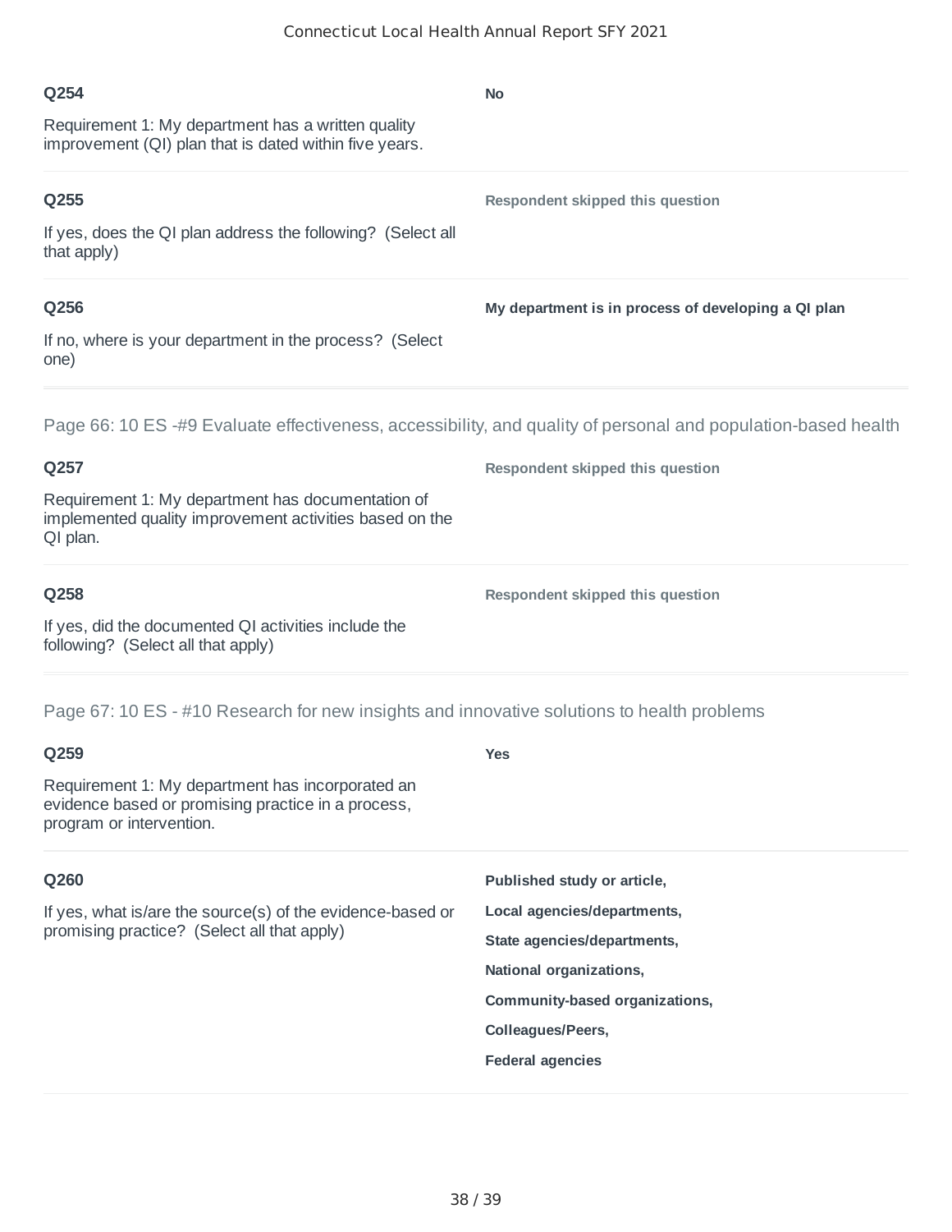**Q254**

Requirement 1: My department has a written quality improvement (QI) plan that is dated within five years.

**No**

**Q255**

If yes, does the QI plan address the following? (Select all that apply)

**Respondent skipped this question**

**Q256**

If no, where is your department in the process? (Select one)

**My department is in process of developing a QI plan**

## Page 66: 10 ES -#9 Evaluate effectiveness, accessibility, and quality of personal and population-based health

**Q257**

Requirement 1: My department has documentation of implemented quality improvement activities based on the QI plan.

**Respondent skipped this question**

**Q258**

If yes, did the documented QI activities include the following? (Select all that apply)

**Respondent skipped this question**

## Page 67: 10 ES - #10 Research for new insights and innovative solutions to health problems

**Q259**

Requirement 1: My department has incorporated an evidence based or promising practice in a process, program or intervention.

**Yes**

**Q260**

If yes, what is/are the source(s) of the evidence-based or promising practice? (Select all that apply)

**Published study or article,**

**Local agencies/departments,**

**State agencies/departments,**

**National organizations,**

**Community-based organizations,**

**Colleagues/Peers,**

**Federal agencies**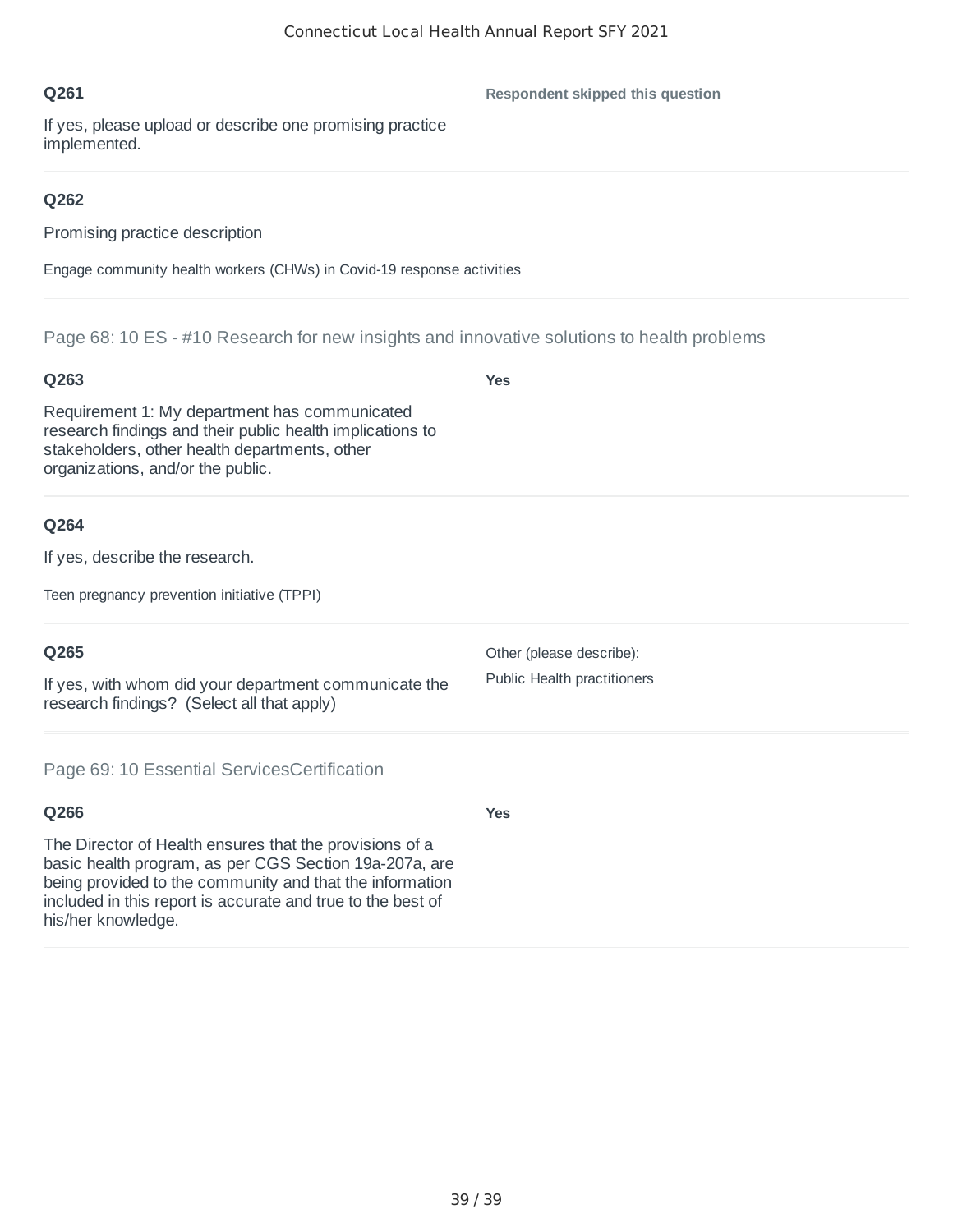**Q261**

If yes, please upload or describe one promising practice implemented.

**Respondent skipped this question**

**Q262**

Promising practice description

Engage community health workers (CHWs) in Covid-19 response activities

## Page 68: 10 ES - #10 Research for new insights and innovative solutions to health problems

**Q263**

Requirement 1: My department has communicated research findings and their public health implications to stakeholders, other health departments, other organizations, and/or the public.

**Yes**

**Q264**

If yes, describe the research.

Teen pregnancy prevention initiative (TPPI)

**Q265**

If yes, with whom did your department communicate the research findings? (Select all that apply)

Other (please describe):

Public Health practitioners

## Page 69: 10 Essential ServicesCertification

**Q266**

The Director of Health ensures that the provisions of a basic health program, as per CGS Section 19a-207a, are being provided to the community and that the information included in this report is accurate and true to the best of his/her knowledge.

**Yes**